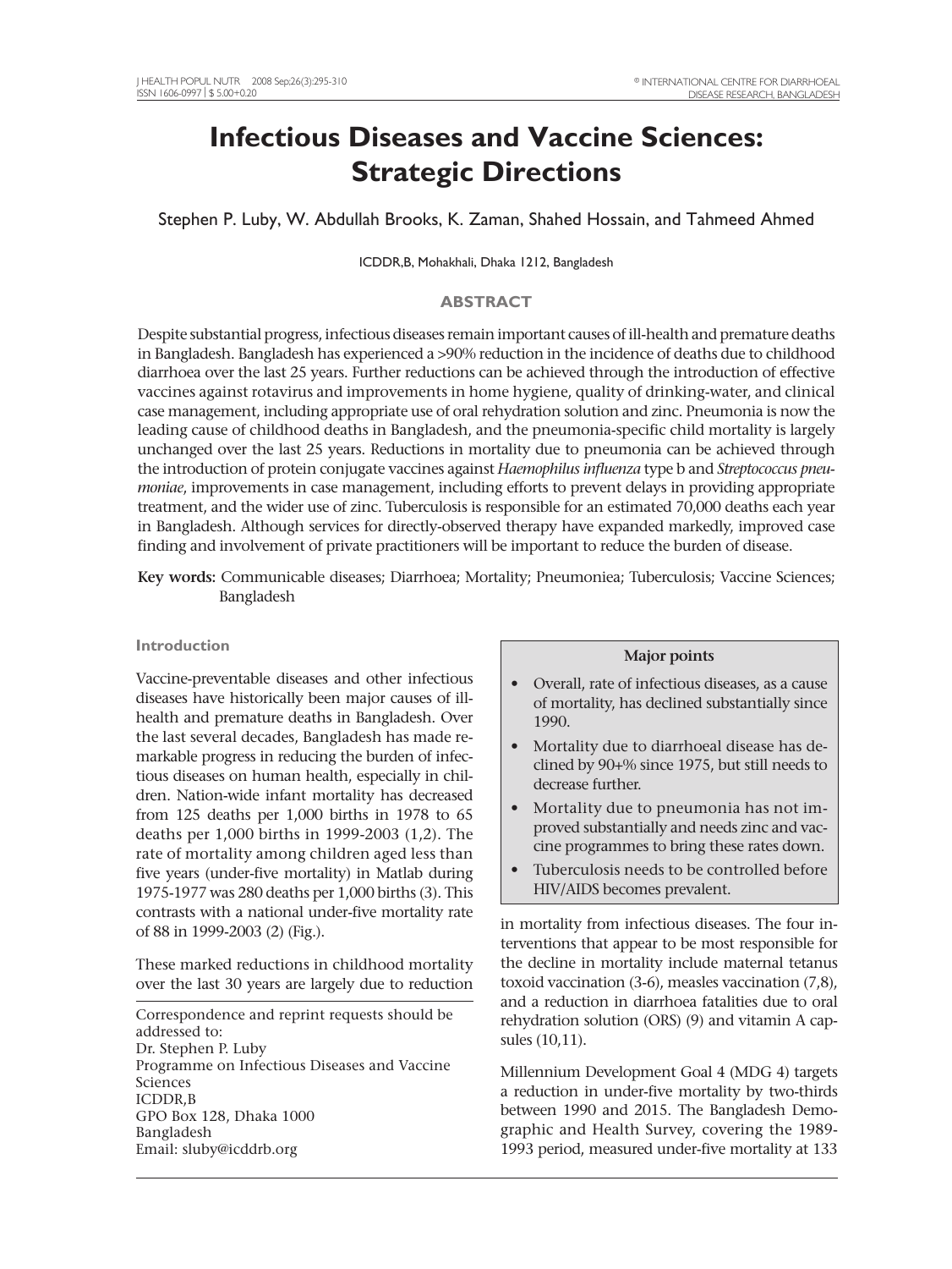# Infectious Diseases and Vaccine Sciences: Strategic Directions

Stephen P. Luby, W. Abdullah Brooks, K. Zaman, Shahed Hossain, and Tahmeed Ahmed

ICDDR,B, Mohakhali, Dhaka 1212, Bangladesh

## ABSTRACT

Despite substantial progress, infectious diseases remain important causes of ill-health and premature deaths in Bangladesh. Bangladesh has experienced a >90% reduction in the incidence of deaths due to childhood diarrhoea over the last 25 years. Further reductions can be achieved through the introduction of effective vaccines against rotavirus and improvements in home hygiene, quality of drinking-water, and clinical case management, including appropriate use of oral rehydration solution and zinc. Pneumonia is now the leading cause of childhood deaths in Bangladesh, and the pneumonia-specific child mortality is largely unchanged over the last 25 years. Reductions in mortality due to pneumonia can be achieved through the introduction of protein conjugate vaccines against *Haemophilus influenza* type b and *Streptococcus pneumoniae*, improvements in case management, including efforts to prevent delays in providing appropriate treatment, and the wider use of zinc. Tuberculosis is responsible for an estimated 70,000 deaths each year in Bangladesh. Although services for directly-observed therapy have expanded markedly, improved case finding and involvement of private practitioners will be important to reduce the burden of disease.

**Key words:** Communicable diseases; Diarrhoea; Mortality; Pneumoniea; Tuberculosis; Vaccine Sciences; Bangladesh

### Introduction

Vaccine-preventable diseases and other infectious diseases have historically been major causes of ill-health and premature deaths in Bangladesh. Over the last several decades, Bangladesh has made remarkable progress in reducing the burden of infectious diseases on human health, especially in children. Nation-wide infant mortality has decreased from 125 deaths per 1,000 births in 1978 to 65 deaths per 1,000 births in 1999-2003 (1,2). The rate of mortality among children aged less than five years (under-five mortality) in Matlab during 1975-1977 was 280 deaths per 1,000 births (3). This contrasts with a national under-five mortality rate of 88 in 1999-2003 (2) (Fig.).

These marked reductions in childhood mortality over the last 30 years are largely due to reduction in mortality from infectious diseases. The four interventions that appear to be most responsible for the decline in mortality include maternal tetanus toxoid vaccination (3-6), measles vaccination (7,8), and a reduction in diarrhoea fatalities due to oral rehydration solution (ORS) (9) and vitamin A capsules (10,11).

> **Major points**
>
> - Overall, rate of infectious diseases, as a cause of mortality, has declined substantially since 1990.
> - Mortality due to diarrhoeal disease has declined by 90+% since 1975, but still needs to decrease further.
> - Mortality due to pneumonia has not improved substantially and needs zinc and vaccine programmes to bring these rates down.
> - Tuberculosis needs to be controlled before HIV/AIDS becomes prevalent.

Millennium Development Goal 4 (MDG 4) targets a reduction in under-five mortality by two-thirds between 1990 and 2015. The Bangladesh Demographic and Health Survey, covering the 1989-1993 period, measured under-five mortality at 133

Correspondence and reprint requests should be addressed to:
Dr. Stephen P. Luby
Programme on Infectious Diseases and Vaccine Sciences
ICDDR,B
GPO Box 128, Dhaka 1000
Bangladesh
Email: sluby@icddrb.org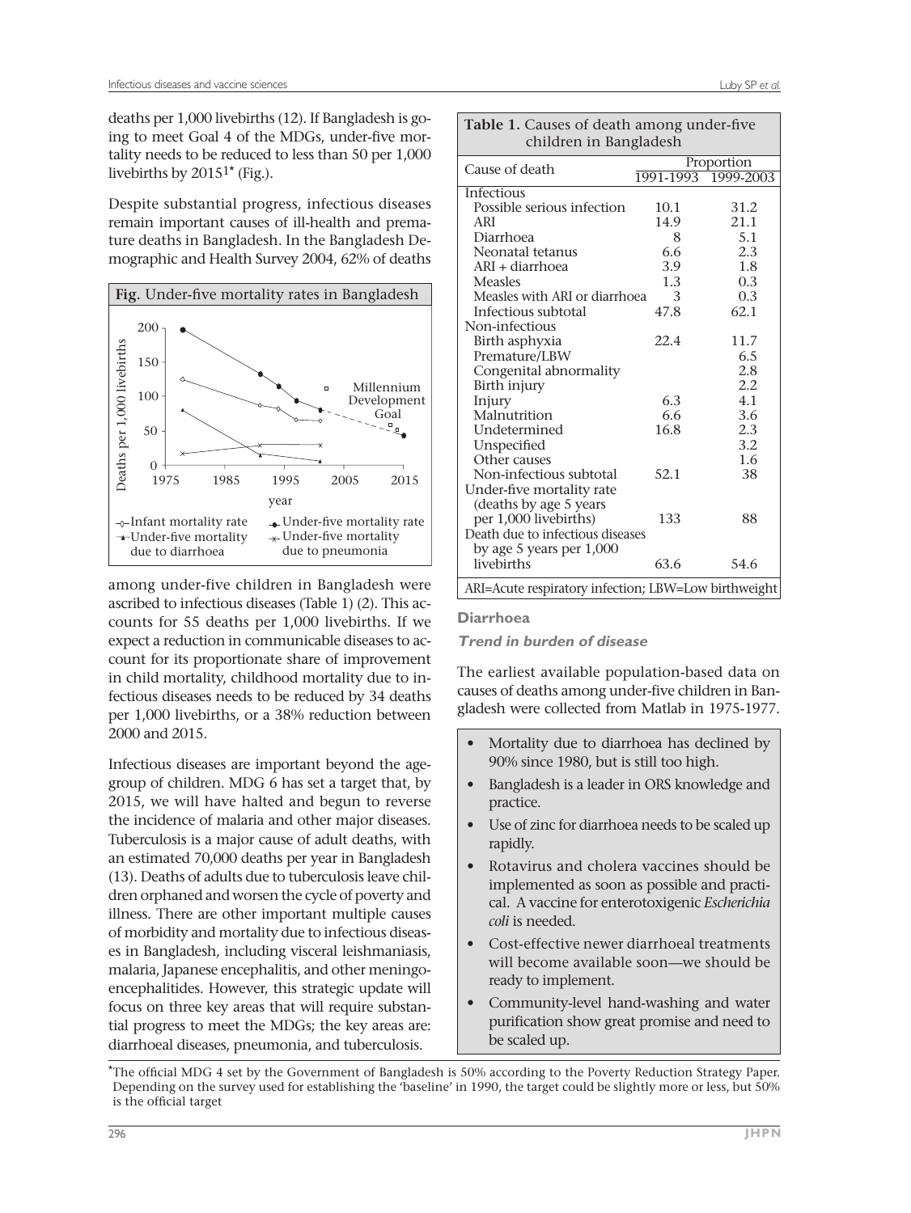deaths per 1,000 livebirths (12). If Bangladesh is going to meet Goal 4 of the MDGs, under-five mortality needs to be reduced to less than 50 per 1,000 livebirths by 2015[1*] (Fig.).

Despite substantial progress, infectious diseases remain important causes of ill-health and premature deaths in Bangladesh. In the Bangladesh Demographic and Health Survey 2004, 62% of deaths among under-five children in Bangladesh were ascribed to infectious diseases (Table 1) (2). This accounts for 55 deaths per 1,000 livebirths. If we expect a reduction in communicable diseases to account for its proportionate share of improvement in child mortality, childhood mortality due to infectious diseases needs to be reduced by 34 deaths per 1,000 livebirths, or a 38% reduction between 2000 and 2015.

**Fig.** Under-five mortality rates in Bangladesh

Infectious diseases are important beyond the age-group of children. MDG 6 has set a target that, by 2015, we will have halted and begun to reverse the incidence of malaria and other major diseases. Tuberculosis is a major cause of adult deaths, with an estimated 70,000 deaths per year in Bangladesh (13). Deaths of adults due to tuberculosis leave children orphaned and worsen the cycle of poverty and illness. There are other important multiple causes of morbidity and mortality due to infectious diseases in Bangladesh, including visceral leishmaniasis, malaria, Japanese encephalitis, and other meningo-encephalitides. However, this strategic update will focus on three key areas that will require substantial progress to meet the MDGs; the key areas are: diarrhoeal diseases, pneumonia, and tuberculosis.

**Table 1.** Causes of death among under-five children in Bangladesh

| Cause of death | Proportion | |
|---|---|---|
| | 1991-1993 | 1999-2003 |
| Infectious | | |
| Possible serious infection | 10.1 | 31.2 |
| ARI | 14.9 | 21.1 |
| Diarrhoea | 8 | 5.1 |
| Neonatal tetanus | 6.6 | 2.3 |
| ARI + diarrhoea | 3.9 | 1.8 |
| Measles | 1.3 | 0.3 |
| Measles with ARI or diarrhoea | 3 | 0.3 |
| Infectious subtotal | 47.8 | 62.1 |
| Non-infectious | | |
| Birth asphyxia | 22.4 | 11.7 |
| Premature/LBW | | 6.5 |
| Congenital abnormality | | 2.8 |
| Birth injury | | 2.2 |
| Injury | 6.3 | 4.1 |
| Malnutrition | 6.6 | 3.6 |
| Undetermined | 16.8 | 2.3 |
| Unspecified | | 3.2 |
| Other causes | | 1.6 |
| Non-infectious subtotal | 52.1 | 38 |
| Under-five mortality rate (deaths by age 5 years per 1,000 livebirths) | 133 | 88 |
| Death due to infectious diseases by age 5 years per 1,000 livebirths | 63.6 | 54.6 |

ARI=Acute respiratory infection; LBW=Low birthweight

## Diarrhoea

### *Trend in burden of disease*

The earliest available population-based data on causes of deaths among under-five children in Bangladesh were collected from Matlab in 1975-1977.

- Mortality due to diarrhoea has declined by 90% since 1980, but is still too high.
- Bangladesh is a leader in ORS knowledge and practice.
- Use of zinc for diarrhoea needs to be scaled up rapidly.
- Rotavirus and cholera vaccines should be implemented as soon as possible and practical. A vaccine for enterotoxigenic *Escherichia coli* is needed.
- Cost-effective newer diarrhoeal treatments will become available soon—we should be ready to implement.
- Community-level hand-washing and water purification show great promise and need to be scaled up.

*The official MDG 4 set by the Government of Bangladesh is 50% according to the Poverty Reduction Strategy Paper. Depending on the survey used for establishing the 'baseline' in 1990, the target could be slightly more or less, but 50% is the official target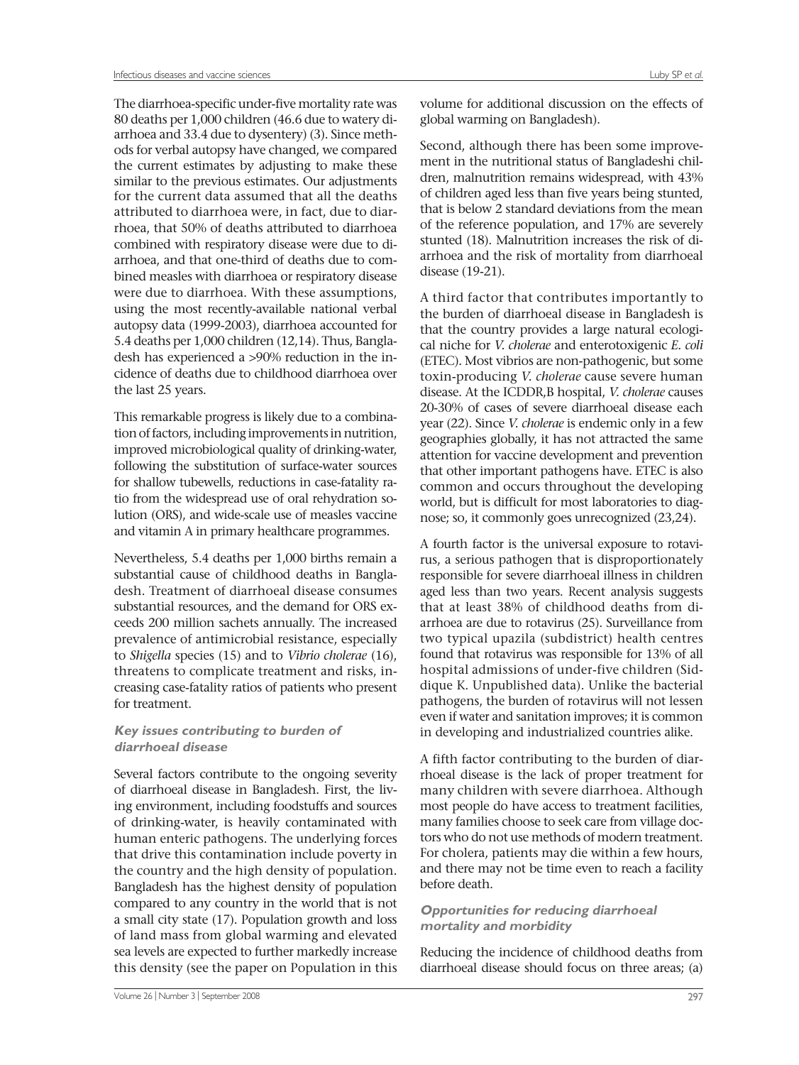The diarrhoea-specific under-five mortality rate was 80 deaths per 1,000 children (46.6 due to watery diarrhoea and 33.4 due to dysentery) (3). Since methods for verbal autopsy have changed, we compared the current estimates by adjusting to make these similar to the previous estimates. Our adjustments for the current data assumed that all the deaths attributed to diarrhoea were, in fact, due to diarrhoea, that 50% of deaths attributed to diarrhoea combined with respiratory disease were due to diarrhoea, and that one-third of deaths due to combined measles with diarrhoea or respiratory disease were due to diarrhoea. With these assumptions, using the most recently-available national verbal autopsy data (1999-2003), diarrhoea accounted for 5.4 deaths per 1,000 children (12,14). Thus, Bangladesh has experienced a >90% reduction in the incidence of deaths due to childhood diarrhoea over the last 25 years.

This remarkable progress is likely due to a combination of factors, including improvements in nutrition, improved microbiological quality of drinking-water, following the substitution of surface-water sources for shallow tubewells, reductions in case-fatality ratio from the widespread use of oral rehydration solution (ORS), and wide-scale use of measles vaccine and vitamin A in primary healthcare programmes.

Nevertheless, 5.4 deaths per 1,000 births remain a substantial cause of childhood deaths in Bangladesh. Treatment of diarrhoeal disease consumes substantial resources, and the demand for ORS exceeds 200 million sachets annually. The increased prevalence of antimicrobial resistance, especially to *Shigella* species (15) and to *Vibrio cholerae* (16), threatens to complicate treatment and risks, increasing case-fatality ratios of patients who present for treatment.

### *Key issues contributing to burden of diarrhoeal disease*

Several factors contribute to the ongoing severity of diarrhoeal disease in Bangladesh. First, the living environment, including foodstuffs and sources of drinking-water, is heavily contaminated with human enteric pathogens. The underlying forces that drive this contamination include poverty in the country and the high density of population. Bangladesh has the highest density of population compared to any country in the world that is not a small city state (17). Population growth and loss of land mass from global warming and elevated sea levels are expected to further markedly increase this density (see the paper on Population in this volume for additional discussion on the effects of global warming on Bangladesh).

Second, although there has been some improvement in the nutritional status of Bangladeshi children, malnutrition remains widespread, with 43% of children aged less than five years being stunted, that is below 2 standard deviations from the mean of the reference population, and 17% are severely stunted (18). Malnutrition increases the risk of diarrhoea and the risk of mortality from diarrhoeal disease (19-21).

A third factor that contributes importantly to the burden of diarrhoeal disease in Bangladesh is that the country provides a large natural ecological niche for *V. cholerae* and enterotoxigenic *E. coli* (ETEC). Most vibrios are non-pathogenic, but some toxin-producing *V. cholerae* cause severe human disease. At the ICDDR,B hospital, *V. cholerae* causes 20-30% of cases of severe diarrhoeal disease each year (22). Since *V. cholerae* is endemic only in a few geographies globally, it has not attracted the same attention for vaccine development and prevention that other important pathogens have. ETEC is also common and occurs throughout the developing world, but is difficult for most laboratories to diagnose; so, it commonly goes unrecognized (23,24).

A fourth factor is the universal exposure to rotavirus, a serious pathogen that is disproportionately responsible for severe diarrhoeal illness in children aged less than two years. Recent analysis suggests that at least 38% of childhood deaths from diarrhoea are due to rotavirus (25). Surveillance from two typical upazila (subdistrict) health centres found that rotavirus was responsible for 13% of all hospital admissions of under-five children (Siddique K. Unpublished data). Unlike the bacterial pathogens, the burden of rotavirus will not lessen even if water and sanitation improves; it is common in developing and industrialized countries alike.

A fifth factor contributing to the burden of diarrhoeal disease is the lack of proper treatment for many children with severe diarrhoea. Although most people do have access to treatment facilities, many families choose to seek care from village doctors who do not use methods of modern treatment. For cholera, patients may die within a few hours, and there may not be time even to reach a facility before death.

### *Opportunities for reducing diarrhoeal mortality and morbidity*

Reducing the incidence of childhood deaths from diarrhoeal disease should focus on three areas; (a)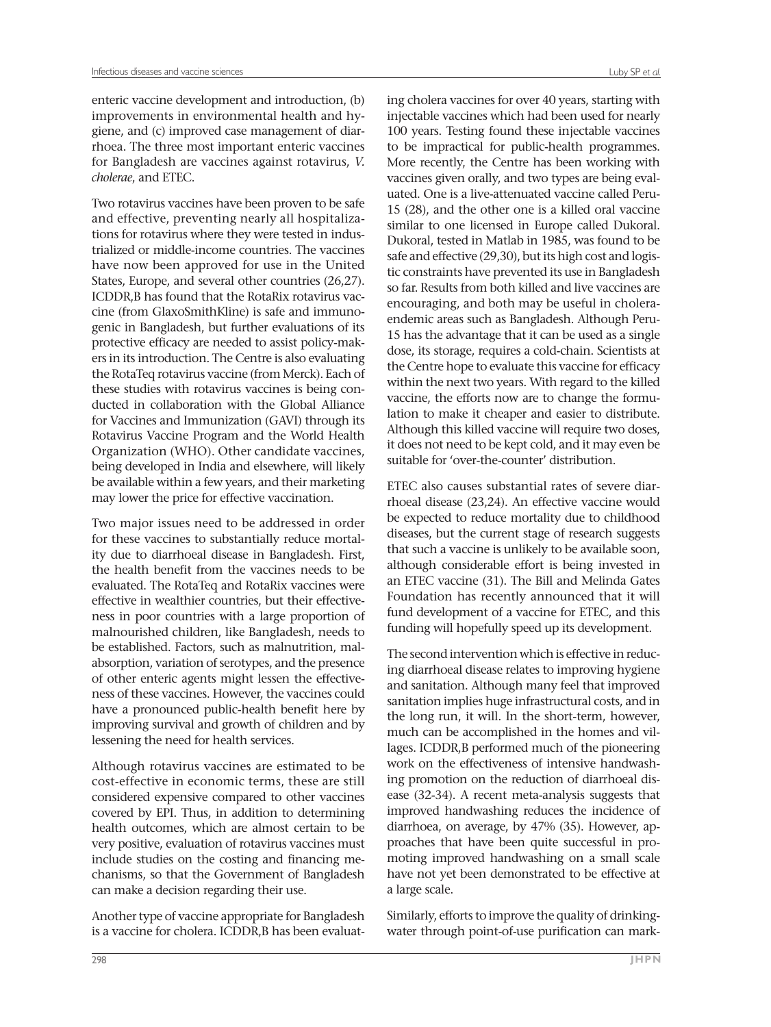enteric vaccine development and introduction, (b) improvements in environmental health and hygiene, and (c) improved case management of diarrhoea. The three most important enteric vaccines for Bangladesh are vaccines against rotavirus, *V. cholerae*, and ETEC.

Two rotavirus vaccines have been proven to be safe and effective, preventing nearly all hospitalizations for rotavirus where they were tested in industrialized or middle-income countries. The vaccines have now been approved for use in the United States, Europe, and several other countries (26,27). ICDDR,B has found that the RotaRix rotavirus vaccine (from GlaxoSmithKline) is safe and immunogenic in Bangladesh, but further evaluations of its protective efficacy are needed to assist policy-makers in its introduction. The Centre is also evaluating the RotaTeq rotavirus vaccine (from Merck). Each of these studies with rotavirus vaccines is being conducted in collaboration with the Global Alliance for Vaccines and Immunization (GAVI) through its Rotavirus Vaccine Program and the World Health Organization (WHO). Other candidate vaccines, being developed in India and elsewhere, will likely be available within a few years, and their marketing may lower the price for effective vaccination.

Two major issues need to be addressed in order for these vaccines to substantially reduce mortality due to diarrhoeal disease in Bangladesh. First, the health benefit from the vaccines needs to be evaluated. The RotaTeq and RotaRix vaccines were effective in wealthier countries, but their effectiveness in poor countries with a large proportion of malnourished children, like Bangladesh, needs to be established. Factors, such as malnutrition, malabsorption, variation of serotypes, and the presence of other enteric agents might lessen the effectiveness of these vaccines. However, the vaccines could have a pronounced public-health benefit here by improving survival and growth of children and by lessening the need for health services.

Although rotavirus vaccines are estimated to be cost-effective in economic terms, these are still considered expensive compared to other vaccines covered by EPI. Thus, in addition to determining health outcomes, which are almost certain to be very positive, evaluation of rotavirus vaccines must include studies on the costing and financing mechanisms, so that the Government of Bangladesh can make a decision regarding their use.

Another type of vaccine appropriate for Bangladesh is a vaccine for cholera. ICDDR,B has been evaluating cholera vaccines for over 40 years, starting with injectable vaccines which had been used for nearly 100 years. Testing found these injectable vaccines to be impractical for public-health programmes. More recently, the Centre has been working with vaccines given orally, and two types are being evaluated. One is a live-attenuated vaccine called Peru-15 (28), and the other one is a killed oral vaccine similar to one licensed in Europe called Dukoral. Dukoral, tested in Matlab in 1985, was found to be safe and effective (29,30), but its high cost and logistic constraints have prevented its use in Bangladesh so far. Results from both killed and live vaccines are encouraging, and both may be useful in cholera-endemic areas such as Bangladesh. Although Peru-15 has the advantage that it can be used as a single dose, its storage, requires a cold-chain. Scientists at the Centre hope to evaluate this vaccine for efficacy within the next two years. With regard to the killed vaccine, the efforts now are to change the formulation to make it cheaper and easier to distribute. Although this killed vaccine will require two doses, it does not need to be kept cold, and it may even be suitable for 'over-the-counter' distribution.

ETEC also causes substantial rates of severe diarrhoeal disease (23,24). An effective vaccine would be expected to reduce mortality due to childhood diseases, but the current stage of research suggests that such a vaccine is unlikely to be available soon, although considerable effort is being invested in an ETEC vaccine (31). The Bill and Melinda Gates Foundation has recently announced that it will fund development of a vaccine for ETEC, and this funding will hopefully speed up its development.

The second intervention which is effective in reducing diarrhoeal disease relates to improving hygiene and sanitation. Although many feel that improved sanitation implies huge infrastructural costs, and in the long run, it will. In the short-term, however, much can be accomplished in the homes and villages. ICDDR,B performed much of the pioneering work on the effectiveness of intensive handwashing promotion on the reduction of diarrhoeal disease (32-34). A recent meta-analysis suggests that improved handwashing reduces the incidence of diarrhoea, on average, by 47% (35). However, approaches that have been quite successful in promoting improved handwashing on a small scale have not yet been demonstrated to be effective at a large scale.

Similarly, efforts to improve the quality of drinking-water through point-of-use purification can mark-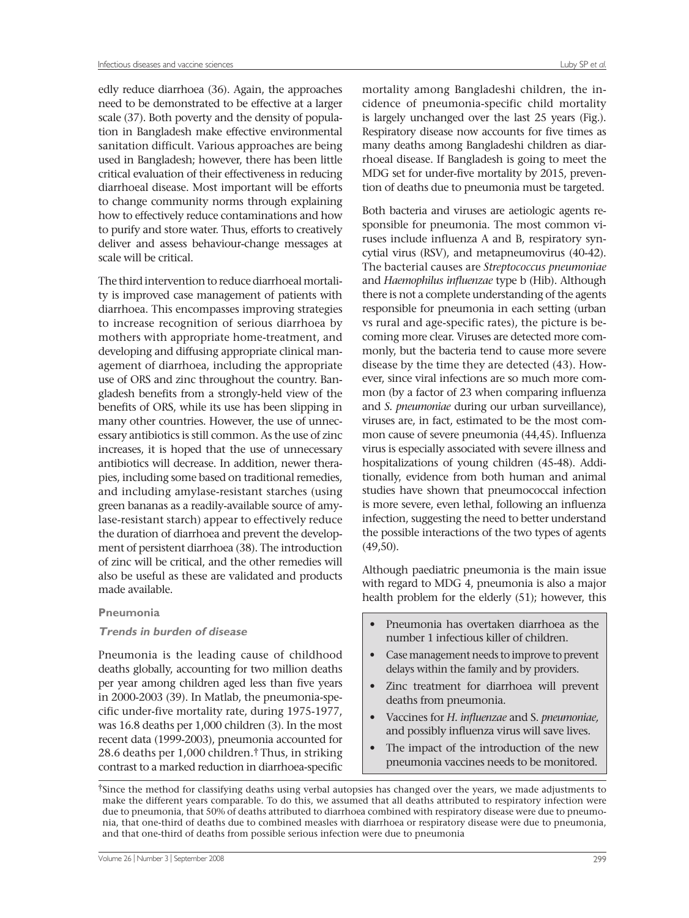edly reduce diarrhoea (36). Again, the approaches need to be demonstrated to be effective at a larger scale (37). Both poverty and the density of population in Bangladesh make effective environmental sanitation difficult. Various approaches are being used in Bangladesh; however, there has been little critical evaluation of their effectiveness in reducing diarrhoeal disease. Most important will be efforts to change community norms through explaining how to effectively reduce contaminations and how to purify and store water. Thus, efforts to creatively deliver and assess behaviour-change messages at scale will be critical.

The third intervention to reduce diarrhoeal mortality is improved case management of patients with diarrhoea. This encompasses improving strategies to increase recognition of serious diarrhoea by mothers with appropriate home-treatment, and developing and diffusing appropriate clinical management of diarrhoea, including the appropriate use of ORS and zinc throughout the country. Bangladesh benefits from a strongly-held view of the benefits of ORS, while its use has been slipping in many other countries. However, the use of unnecessary antibiotics is still common. As the use of zinc increases, it is hoped that the use of unnecessary antibiotics will decrease. In addition, newer therapies, including some based on traditional remedies, and including amylase-resistant starches (using green bananas as a readily-available source of amylase-resistant starch) appear to effectively reduce the duration of diarrhoea and prevent the development of persistent diarrhoea (38). The introduction of zinc will be critical, and the other remedies will also be useful as these are validated and products made available.

### Pneumonia

#### *Trends in burden of disease*

Pneumonia is the leading cause of childhood deaths globally, accounting for two million deaths per year among children aged less than five years in 2000-2003 (39). In Matlab, the pneumonia-specific under-five mortality rate, during 1975-1977, was 16.8 deaths per 1,000 children (3). In the most recent data (1999-2003), pneumonia accounted for 28.6 deaths per 1,000 children.† Thus, in striking contrast to a marked reduction in diarrhoea-specific mortality among Bangladeshi children, the incidence of pneumonia-specific child mortality is largely unchanged over the last 25 years (Fig.). Respiratory disease now accounts for five times as many deaths among Bangladeshi children as diarrhoeal disease. If Bangladesh is going to meet the MDG set for under-five mortality by 2015, prevention of deaths due to pneumonia must be targeted.

Both bacteria and viruses are aetiologic agents responsible for pneumonia. The most common viruses include influenza A and B, respiratory syncytial virus (RSV), and metapneumovirus (40-42). The bacterial causes are *Streptococcus pneumoniae* and *Haemophilus influenzae* type b (Hib). Although there is not a complete understanding of the agents responsible for pneumonia in each setting (urban vs rural and age-specific rates), the picture is becoming more clear. Viruses are detected more commonly, but the bacteria tend to cause more severe disease by the time they are detected (43). However, since viral infections are so much more common (by a factor of 23 when comparing influenza and *S. pneumoniae* during our urban surveillance), viruses are, in fact, estimated to be the most common cause of severe pneumonia (44,45). Influenza virus is especially associated with severe illness and hospitalizations of young children (45-48). Additionally, evidence from both human and animal studies have shown that pneumococcal infection is more severe, even lethal, following an influenza infection, suggesting the need to better understand the possible interactions of the two types of agents (49,50).

Although paediatric pneumonia is the main issue with regard to MDG 4, pneumonia is also a major health problem for the elderly (51); however, this

- Pneumonia has overtaken diarrhoea as the number 1 infectious killer of children.
- Case management needs to improve to prevent delays within the family and by providers.
- Zinc treatment for diarrhoea will prevent deaths from pneumonia.
- Vaccines for *H. influenzae* and *S. pneumoniae*, and possibly influenza virus will save lives.
- The impact of the introduction of the new pneumonia vaccines needs to be monitored.

†Since the method for classifying deaths using verbal autopsies has changed over the years, we made adjustments to make the different years comparable. To do this, we assumed that all deaths attributed to respiratory infection were due to pneumonia, that 50% of deaths attributed to diarrhoea combined with respiratory disease were due to pneumonia, that one-third of deaths due to combined measles with diarrhoea or respiratory disease were due to pneumonia, and that one-third of deaths from possible serious infection were due to pneumonia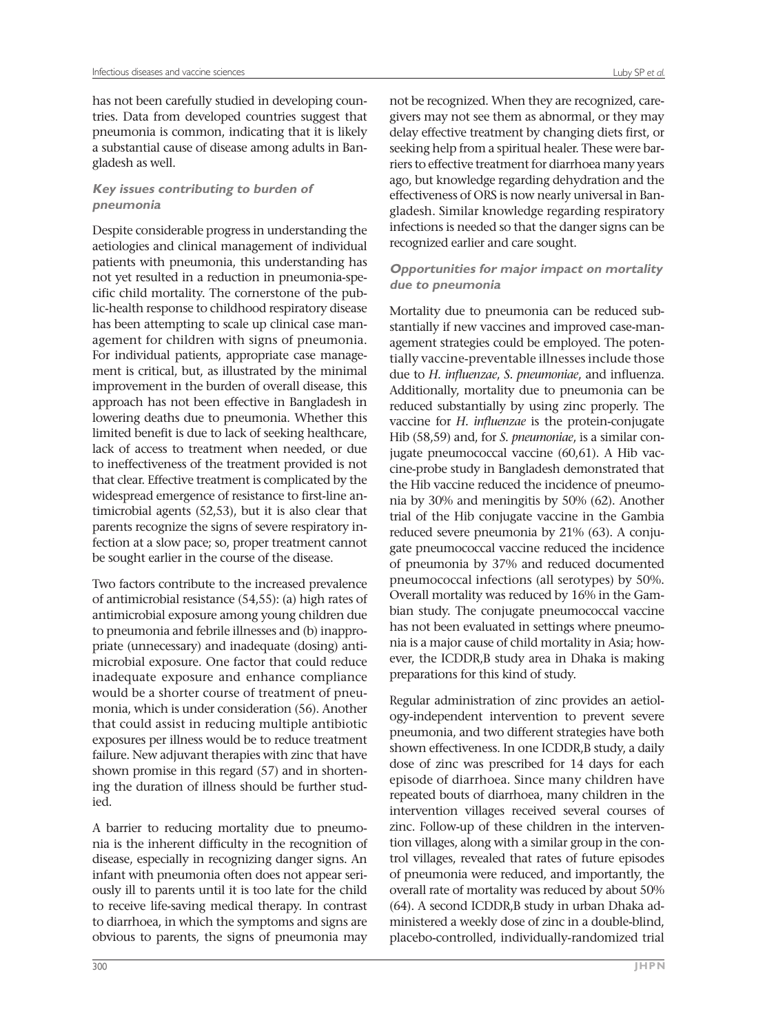has not been carefully studied in developing countries. Data from developed countries suggest that pneumonia is common, indicating that it is likely a substantial cause of disease among adults in Bangladesh as well.

### *Key issues contributing to burden of pneumonia*

Despite considerable progress in understanding the aetiologies and clinical management of individual patients with pneumonia, this understanding has not yet resulted in a reduction in pneumonia-specific child mortality. The cornerstone of the public-health response to childhood respiratory disease has been attempting to scale up clinical case management for children with signs of pneumonia. For individual patients, appropriate case management is critical, but, as illustrated by the minimal improvement in the burden of overall disease, this approach has not been effective in Bangladesh in lowering deaths due to pneumonia. Whether this limited benefit is due to lack of seeking healthcare, lack of access to treatment when needed, or due to ineffectiveness of the treatment provided is not that clear. Effective treatment is complicated by the widespread emergence of resistance to first-line antimicrobial agents (52,53), but it is also clear that parents recognize the signs of severe respiratory infection at a slow pace; so, proper treatment cannot be sought earlier in the course of the disease.

Two factors contribute to the increased prevalence of antimicrobial resistance (54,55): (a) high rates of antimicrobial exposure among young children due to pneumonia and febrile illnesses and (b) inappropriate (unnecessary) and inadequate (dosing) antimicrobial exposure. One factor that could reduce inadequate exposure and enhance compliance would be a shorter course of treatment of pneumonia, which is under consideration (56). Another that could assist in reducing multiple antibiotic exposures per illness would be to reduce treatment failure. New adjuvant therapies with zinc that have shown promise in this regard (57) and in shortening the duration of illness should be further studied.

A barrier to reducing mortality due to pneumonia is the inherent difficulty in the recognition of disease, especially in recognizing danger signs. An infant with pneumonia often does not appear seriously ill to parents until it is too late for the child to receive life-saving medical therapy. In contrast to diarrhoea, in which the symptoms and signs are obvious to parents, the signs of pneumonia may not be recognized. When they are recognized, caregivers may not see them as abnormal, or they may delay effective treatment by changing diets first, or seeking help from a spiritual healer. These were barriers to effective treatment for diarrhoea many years ago, but knowledge regarding dehydration and the effectiveness of ORS is now nearly universal in Bangladesh. Similar knowledge regarding respiratory infections is needed so that the danger signs can be recognized earlier and care sought.

### *Opportunities for major impact on mortality due to pneumonia*

Mortality due to pneumonia can be reduced substantially if new vaccines and improved case-management strategies could be employed. The potentially vaccine-preventable illnesses include those due to *H. influenzae*, *S. pneumoniae*, and influenza. Additionally, mortality due to pneumonia can be reduced substantially by using zinc properly. The vaccine for *H. influenzae* is the protein-conjugate Hib (58,59) and, for *S. pneumoniae*, is a similar conjugate pneumococcal vaccine (60,61). A Hib vaccine-probe study in Bangladesh demonstrated that the Hib vaccine reduced the incidence of pneumonia by 30% and meningitis by 50% (62). Another trial of the Hib conjugate vaccine in the Gambia reduced severe pneumonia by 21% (63). A conjugate pneumococcal vaccine reduced the incidence of pneumonia by 37% and reduced documented pneumococcal infections (all serotypes) by 50%. Overall mortality was reduced by 16% in the Gambian study. The conjugate pneumococcal vaccine has not been evaluated in settings where pneumonia is a major cause of child mortality in Asia; however, the ICDDR,B study area in Dhaka is making preparations for this kind of study.

Regular administration of zinc provides an aetiology-independent intervention to prevent severe pneumonia, and two different strategies have both shown effectiveness. In one ICDDR,B study, a daily dose of zinc was prescribed for 14 days for each episode of diarrhoea. Since many children have repeated bouts of diarrhoea, many children in the intervention villages received several courses of zinc. Follow-up of these children in the intervention villages, along with a similar group in the control villages, revealed that rates of future episodes of pneumonia were reduced, and importantly, the overall rate of mortality was reduced by about 50% (64). A second ICDDR,B study in urban Dhaka administered a weekly dose of zinc in a double-blind, placebo-controlled, individually-randomized trial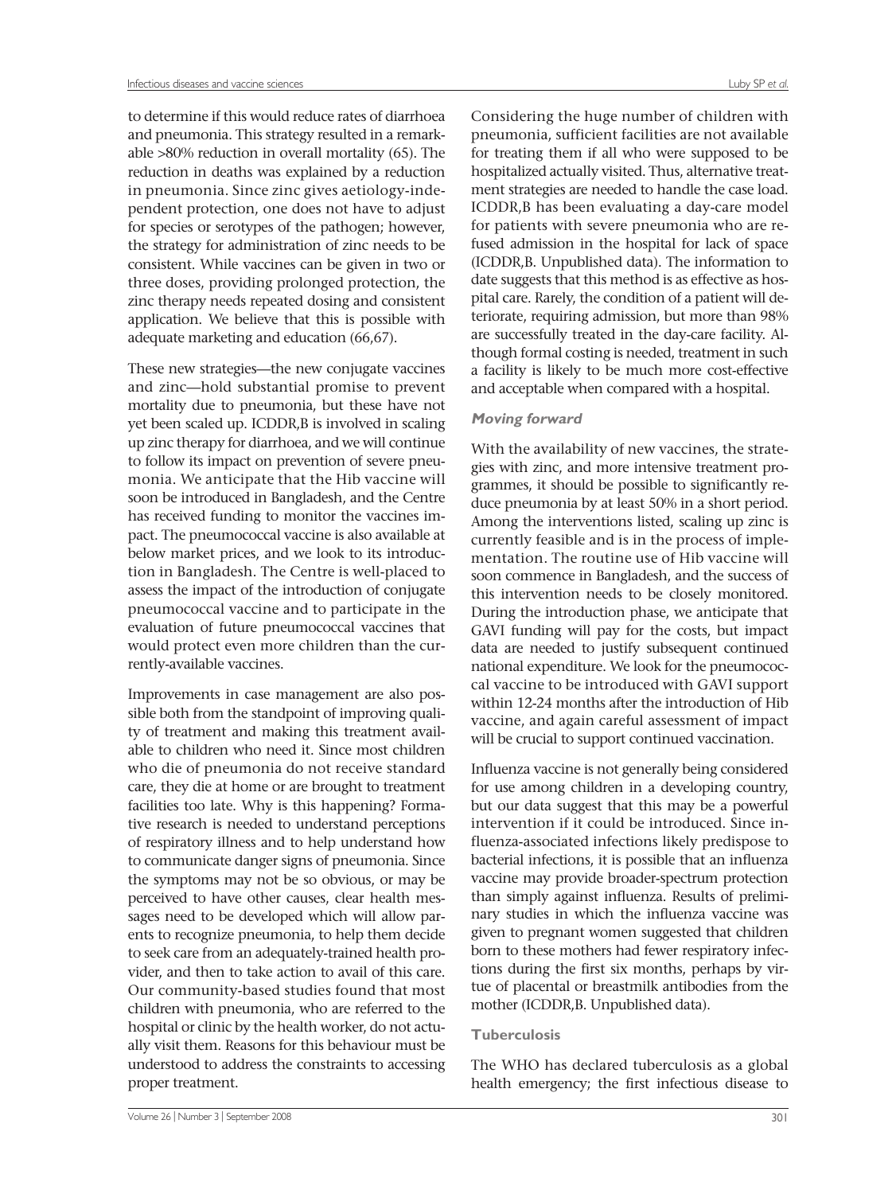to determine if this would reduce rates of diarrhoea and pneumonia. This strategy resulted in a remarkable >80% reduction in overall mortality (65). The reduction in deaths was explained by a reduction in pneumonia. Since zinc gives aetiology-independent protection, one does not have to adjust for species or serotypes of the pathogen; however, the strategy for administration of zinc needs to be consistent. While vaccines can be given in two or three doses, providing prolonged protection, the zinc therapy needs repeated dosing and consistent application. We believe that this is possible with adequate marketing and education (66,67).

These new strategies—the new conjugate vaccines and zinc—hold substantial promise to prevent mortality due to pneumonia, but these have not yet been scaled up. ICDDR,B is involved in scaling up zinc therapy for diarrhoea, and we will continue to follow its impact on prevention of severe pneumonia. We anticipate that the Hib vaccine will soon be introduced in Bangladesh, and the Centre has received funding to monitor the vaccines impact. The pneumococcal vaccine is also available at below market prices, and we look to its introduction in Bangladesh. The Centre is well-placed to assess the impact of the introduction of conjugate pneumococcal vaccine and to participate in the evaluation of future pneumococcal vaccines that would protect even more children than the currently-available vaccines.

Improvements in case management are also possible both from the standpoint of improving quality of treatment and making this treatment available to children who need it. Since most children who die of pneumonia do not receive standard care, they die at home or are brought to treatment facilities too late. Why is this happening? Formative research is needed to understand perceptions of respiratory illness and to help understand how to communicate danger signs of pneumonia. Since the symptoms may not be so obvious, or may be perceived to have other causes, clear health messages need to be developed which will allow parents to recognize pneumonia, to help them decide to seek care from an adequately-trained health provider, and then to take action to avail of this care. Our community-based studies found that most children with pneumonia, who are referred to the hospital or clinic by the health worker, do not actually visit them. Reasons for this behaviour must be understood to address the constraints to accessing proper treatment.

Considering the huge number of children with pneumonia, sufficient facilities are not available for treating them if all who were supposed to be hospitalized actually visited. Thus, alternative treatment strategies are needed to handle the case load. ICDDR,B has been evaluating a day-care model for patients with severe pneumonia who are refused admission in the hospital for lack of space (ICDDR,B. Unpublished data). The information to date suggests that this method is as effective as hospital care. Rarely, the condition of a patient will deteriorate, requiring admission, but more than 98% are successfully treated in the day-care facility. Although formal costing is needed, treatment in such a facility is likely to be much more cost-effective and acceptable when compared with a hospital.

### *Moving forward*

With the availability of new vaccines, the strategies with zinc, and more intensive treatment programmes, it should be possible to significantly reduce pneumonia by at least 50% in a short period. Among the interventions listed, scaling up zinc is currently feasible and is in the process of implementation. The routine use of Hib vaccine will soon commence in Bangladesh, and the success of this intervention needs to be closely monitored. During the introduction phase, we anticipate that GAVI funding will pay for the costs, but impact data are needed to justify subsequent continued national expenditure. We look for the pneumococcal vaccine to be introduced with GAVI support within 12-24 months after the introduction of Hib vaccine, and again careful assessment of impact will be crucial to support continued vaccination.

Influenza vaccine is not generally being considered for use among children in a developing country, but our data suggest that this may be a powerful intervention if it could be introduced. Since influenza-associated infections likely predispose to bacterial infections, it is possible that an influenza vaccine may provide broader-spectrum protection than simply against influenza. Results of preliminary studies in which the influenza vaccine was given to pregnant women suggested that children born to these mothers had fewer respiratory infections during the first six months, perhaps by virtue of placental or breastmilk antibodies from the mother (ICDDR,B. Unpublished data).

## Tuberculosis

The WHO has declared tuberculosis as a global health emergency; the first infectious disease to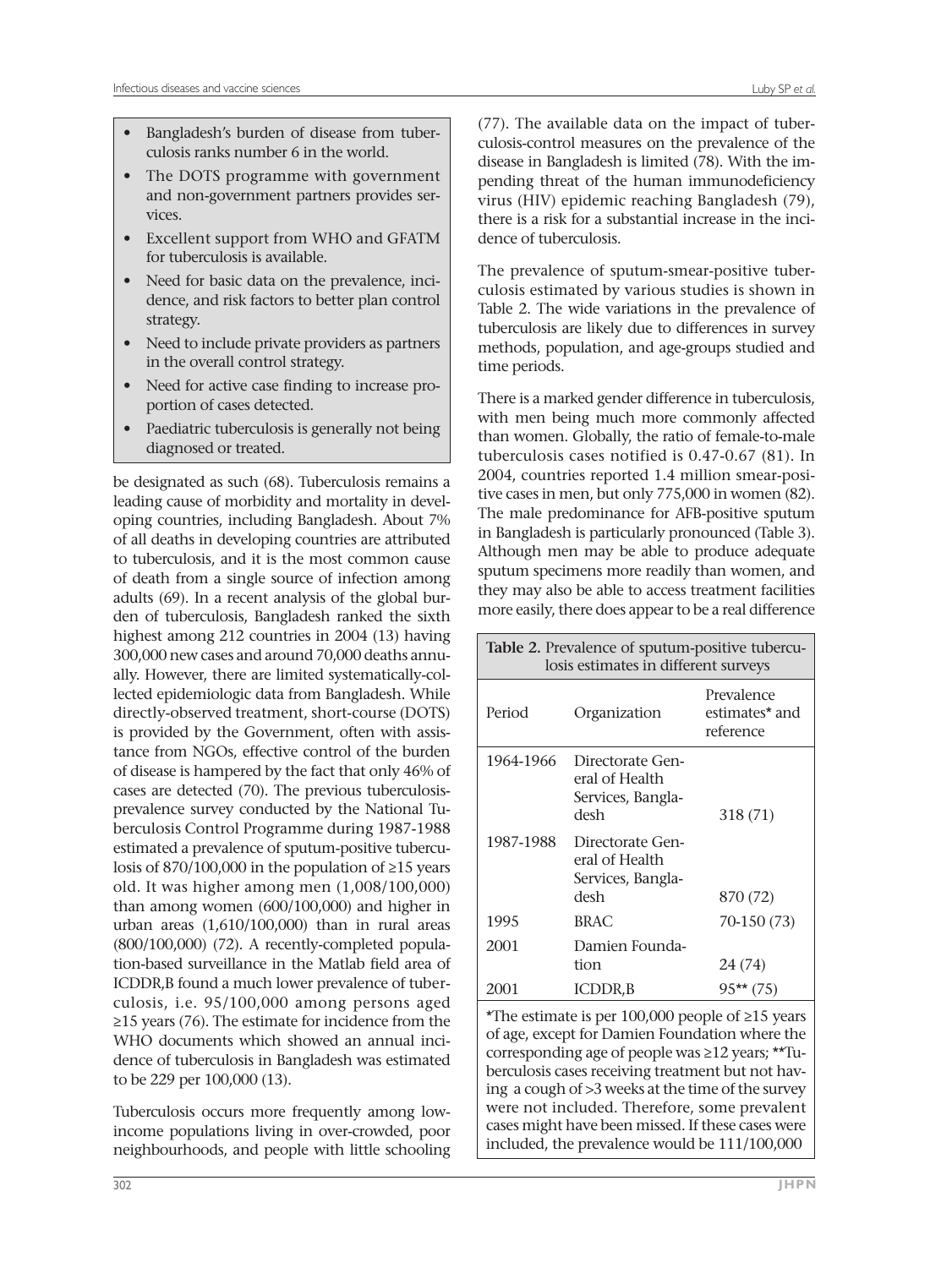- Bangladesh's burden of disease from tuberculosis ranks number 6 in the world.
- The DOTS programme with government and non-government partners provides services.
- Excellent support from WHO and GFATM for tuberculosis is available.
- Need for basic data on the prevalence, incidence, and risk factors to better plan control strategy.
- Need to include private providers as partners in the overall control strategy.
- Need for active case finding to increase proportion of cases detected.
- Paediatric tuberculosis is generally not being diagnosed or treated.

be designated as such (68). Tuberculosis remains a leading cause of morbidity and mortality in developing countries, including Bangladesh. About 7% of all deaths in developing countries are attributed to tuberculosis, and it is the most common cause of death from a single source of infection among adults (69). In a recent analysis of the global burden of tuberculosis, Bangladesh ranked the sixth highest among 212 countries in 2004 (13) having 300,000 new cases and around 70,000 deaths annually. However, there are limited systematically-collected epidemiologic data from Bangladesh. While directly-observed treatment, short-course (DOTS) is provided by the Government, often with assistance from NGOs, effective control of the burden of disease is hampered by the fact that only 46% of cases are detected (70). The previous tuberculosis-prevalence survey conducted by the National Tuberculosis Control Programme during 1987-1988 estimated a prevalence of sputum-positive tuberculosis of 870/100,000 in the population of ≥15 years old. It was higher among men (1,008/100,000) than among women (600/100,000) and higher in urban areas (1,610/100,000) than in rural areas (800/100,000) (72). A recently-completed population-based surveillance in the Matlab field area of ICDDR,B found a much lower prevalence of tuberculosis, i.e. 95/100,000 among persons aged ≥15 years (76). The estimate for incidence from the WHO documents which showed an annual incidence of tuberculosis in Bangladesh was estimated to be 229 per 100,000 (13).

Tuberculosis occurs more frequently among low-income populations living in over-crowded, poor neighbourhoods, and people with little schooling (77). The available data on the impact of tuberculosis-control measures on the prevalence of the disease in Bangladesh is limited (78). With the impending threat of the human immunodeficiency virus (HIV) epidemic reaching Bangladesh (79), there is a risk for a substantial increase in the incidence of tuberculosis.

The prevalence of sputum-smear-positive tuberculosis estimated by various studies is shown in Table 2. The wide variations in the prevalence of tuberculosis are likely due to differences in survey methods, population, and age-groups studied and time periods.

There is a marked gender difference in tuberculosis, with men being much more commonly affected than women. Globally, the ratio of female-to-male tuberculosis cases notified is 0.47-0.67 (81). In 2004, countries reported 1.4 million smear-positive cases in men, but only 775,000 in women (82). The male predominance for AFB-positive sputum in Bangladesh is particularly pronounced (Table 3). Although men may be able to produce adequate sputum specimens more readily than women, and they may also be able to access treatment facilities more easily, there does appear to be a real difference

**Table 2.** Prevalence of sputum-positive tuberculosis estimates in different surveys

| Period | Organization | Prevalence estimates* and reference |
|---|---|---|
| 1964-1966 | Directorate General of Health Services, Bangladesh | 318 (71) |
| 1987-1988 | Directorate General of Health Services, Bangladesh | 870 (72) |
| 1995 | BRAC | 70-150 (73) |
| 2001 | Damien Foundation | 24 (74) |
| 2001 | ICDDR,B | 95** (75) |

*The estimate is per 100,000 people of ≥15 years of age, except for Damien Foundation where the corresponding age of people was ≥12 years; **Tuberculosis cases receiving treatment but not having a cough of >3 weeks at the time of the survey were not included. Therefore, some prevalent cases might have been missed. If these cases were included, the prevalence would be 111/100,000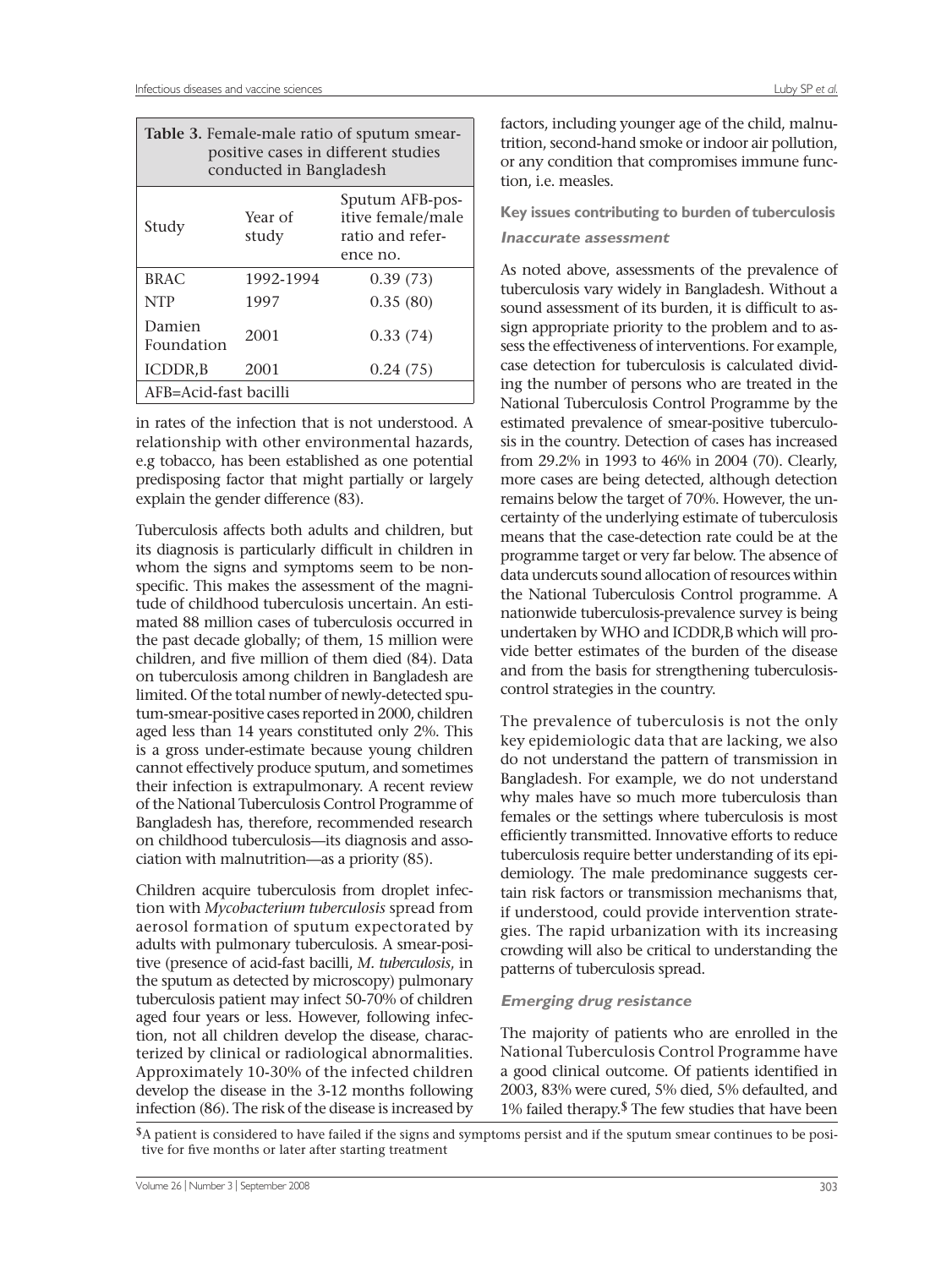**Table 3.** Female-male ratio of sputum smear-positive cases in different studies conducted in Bangladesh

| Study | Year of study | Sputum AFB-positive female/male ratio and reference no. |
|---|---|---|
| BRAC | 1992-1994 | 0.39 (73) |
| NTP | 1997 | 0.35 (80) |
| Damien Foundation | 2001 | 0.33 (74) |
| ICDDR,B | 2001 | 0.24 (75) |

AFB=Acid-fast bacilli

in rates of the infection that is not understood. A relationship with other environmental hazards, e.g tobacco, has been established as one potential predisposing factor that might partially or largely explain the gender difference (83).

Tuberculosis affects both adults and children, but its diagnosis is particularly difficult in children in whom the signs and symptoms seem to be non-specific. This makes the assessment of the magnitude of childhood tuberculosis uncertain. An estimated 88 million cases of tuberculosis occurred in the past decade globally; of them, 15 million were children, and five million of them died (84). Data on tuberculosis among children in Bangladesh are limited. Of the total number of newly-detected sputum-smear-positive cases reported in 2000, children aged less than 14 years constituted only 2%. This is a gross under-estimate because young children cannot effectively produce sputum, and sometimes their infection is extrapulmonary. A recent review of the National Tuberculosis Control Programme of Bangladesh has, therefore, recommended research on childhood tuberculosis—its diagnosis and association with malnutrition—as a priority (85).

Children acquire tuberculosis from droplet infection with *Mycobacterium tuberculosis* spread from aerosol formation of sputum expectorated by adults with pulmonary tuberculosis. A smear-positive (presence of acid-fast bacilli, *M. tuberculosis*, in the sputum as detected by microscopy) pulmonary tuberculosis patient may infect 50-70% of children aged four years or less. However, following infection, not all children develop the disease, characterized by clinical or radiological abnormalities. Approximately 10-30% of the infected children develop the disease in the 3-12 months following infection (86). The risk of the disease is increased by factors, including younger age of the child, malnutrition, second-hand smoke or indoor air pollution, or any condition that compromises immune function, i.e. measles.

### Key issues contributing to burden of tuberculosis

#### *Inaccurate assessment*

As noted above, assessments of the prevalence of tuberculosis vary widely in Bangladesh. Without a sound assessment of its burden, it is difficult to assign appropriate priority to the problem and to assess the effectiveness of interventions. For example, case detection for tuberculosis is calculated dividing the number of persons who are treated in the National Tuberculosis Control Programme by the estimated prevalence of smear-positive tuberculosis in the country. Detection of cases has increased from 29.2% in 1993 to 46% in 2004 (70). Clearly, more cases are being detected, although detection remains below the target of 70%. However, the uncertainty of the underlying estimate of tuberculosis means that the case-detection rate could be at the programme target or very far below. The absence of data undercuts sound allocation of resources within the National Tuberculosis Control programme. A nationwide tuberculosis-prevalence survey is being undertaken by WHO and ICDDR,B which will provide better estimates of the burden of the disease and from the basis for strengthening tuberculosis-control strategies in the country.

The prevalence of tuberculosis is not the only key epidemiologic data that are lacking, we also do not understand the pattern of transmission in Bangladesh. For example, we do not understand why males have so much more tuberculosis than females or the settings where tuberculosis is most efficiently transmitted. Innovative efforts to reduce tuberculosis require better understanding of its epidemiology. The male predominance suggests certain risk factors or transmission mechanisms that, if understood, could provide intervention strategies. The rapid urbanization with its increasing crowding will also be critical to understanding the patterns of tuberculosis spread.

#### *Emerging drug resistance*

The majority of patients who are enrolled in the National Tuberculosis Control Programme have a good clinical outcome. Of patients identified in 2003, 83% were cured, 5% died, 5% defaulted, and 1% failed therapy.$ The few studies that have been

$A patient is considered to have failed if the signs and symptoms persist and if the sputum smear continues to be positive for five months or later after starting treatment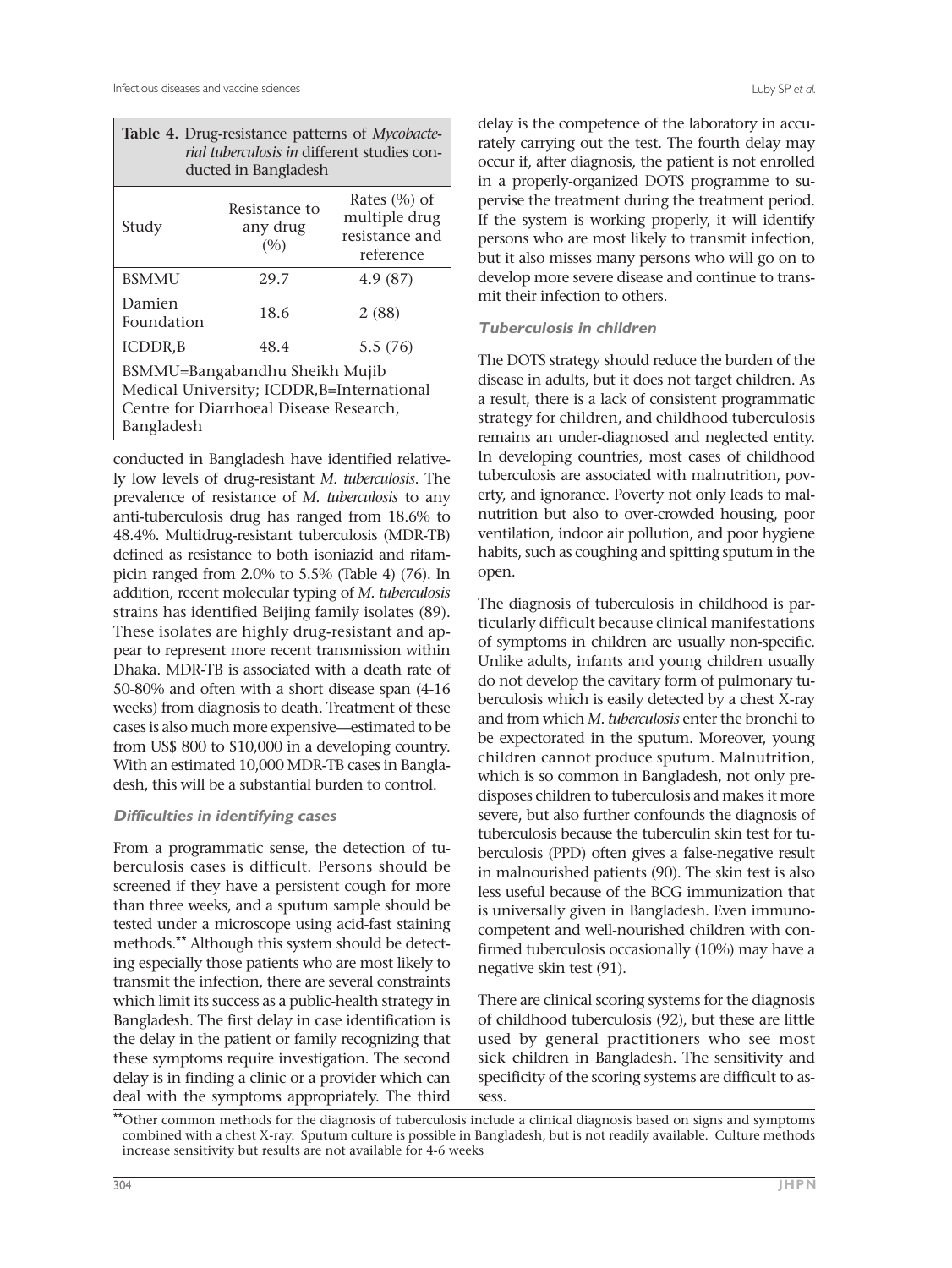**Table 4.** Drug-resistance patterns of *Mycobacterial tuberculosis in* different studies conducted in Bangladesh

| Study | Resistance to any drug (%) | Rates (%) of multiple drug resistance and reference |
|---|---|---|
| BSMMU | 29.7 | 4.9 (87) |
| Damien Foundation | 18.6 | 2 (88) |
| ICDDR,B | 48.4 | 5.5 (76) |

BSMMU=Bangabandhu Sheikh Mujib Medical University; ICDDR,B=International Centre for Diarrhoeal Disease Research, Bangladesh

conducted in Bangladesh have identified relatively low levels of drug-resistant *M. tuberculosis*. The prevalence of resistance of *M. tuberculosis* to any anti-tuberculosis drug has ranged from 18.6% to 48.4%. Multidrug-resistant tuberculosis (MDR-TB) defined as resistance to both isoniazid and rifampicin ranged from 2.0% to 5.5% (Table 4) (76). In addition, recent molecular typing of *M. tuberculosis* strains has identified Beijing family isolates (89). These isolates are highly drug-resistant and appear to represent more recent transmission within Dhaka. MDR-TB is associated with a death rate of 50-80% and often with a short disease span (4-16 weeks) from diagnosis to death. Treatment of these cases is also much more expensive—estimated to be from US$ 800 to $10,000 in a developing country. With an estimated 10,000 MDR-TB cases in Bangladesh, this will be a substantial burden to control.

### *Difficulties in identifying cases*

From a programmatic sense, the detection of tuberculosis cases is difficult. Persons should be screened if they have a persistent cough for more than three weeks, and a sputum sample should be tested under a microscope using acid-fast staining methods.** Although this system should be detecting especially those patients who are most likely to transmit the infection, there are several constraints which limit its success as a public-health strategy in Bangladesh. The first delay in case identification is the delay in the patient or family recognizing that these symptoms require investigation. The second delay is in finding a clinic or a provider which can deal with the symptoms appropriately. The third delay is the competence of the laboratory in accurately carrying out the test. The fourth delay may occur if, after diagnosis, the patient is not enrolled in a properly-organized DOTS programme to supervise the treatment during the treatment period. If the system is working properly, it will identify persons who are most likely to transmit infection, but it also misses many persons who will go on to develop more severe disease and continue to transmit their infection to others.

### *Tuberculosis in children*

The DOTS strategy should reduce the burden of the disease in adults, but it does not target children. As a result, there is a lack of consistent programmatic strategy for children, and childhood tuberculosis remains an under-diagnosed and neglected entity. In developing countries, most cases of childhood tuberculosis are associated with malnutrition, poverty, and ignorance. Poverty not only leads to malnutrition but also to over-crowded housing, poor ventilation, indoor air pollution, and poor hygiene habits, such as coughing and spitting sputum in the open.

The diagnosis of tuberculosis in childhood is particularly difficult because clinical manifestations of symptoms in children are usually non-specific. Unlike adults, infants and young children usually do not develop the cavitary form of pulmonary tuberculosis which is easily detected by a chest X-ray and from which *M. tuberculosis* enter the bronchi to be expectorated in the sputum. Moreover, young children cannot produce sputum. Malnutrition, which is so common in Bangladesh, not only predisposes children to tuberculosis and makes it more severe, but also further confounds the diagnosis of tuberculosis because the tuberculin skin test for tuberculosis (PPD) often gives a false-negative result in malnourished patients (90). The skin test is also less useful because of the BCG immunization that is universally given in Bangladesh. Even immunocompetent and well-nourished children with confirmed tuberculosis occasionally (10%) may have a negative skin test (91).

There are clinical scoring systems for the diagnosis of childhood tuberculosis (92), but these are little used by general practitioners who see most sick children in Bangladesh. The sensitivity and specificity of the scoring systems are difficult to assess.

**Other common methods for the diagnosis of tuberculosis include a clinical diagnosis based on signs and symptoms combined with a chest X-ray. Sputum culture is possible in Bangladesh, but is not readily available. Culture methods increase sensitivity but results are not available for 4-6 weeks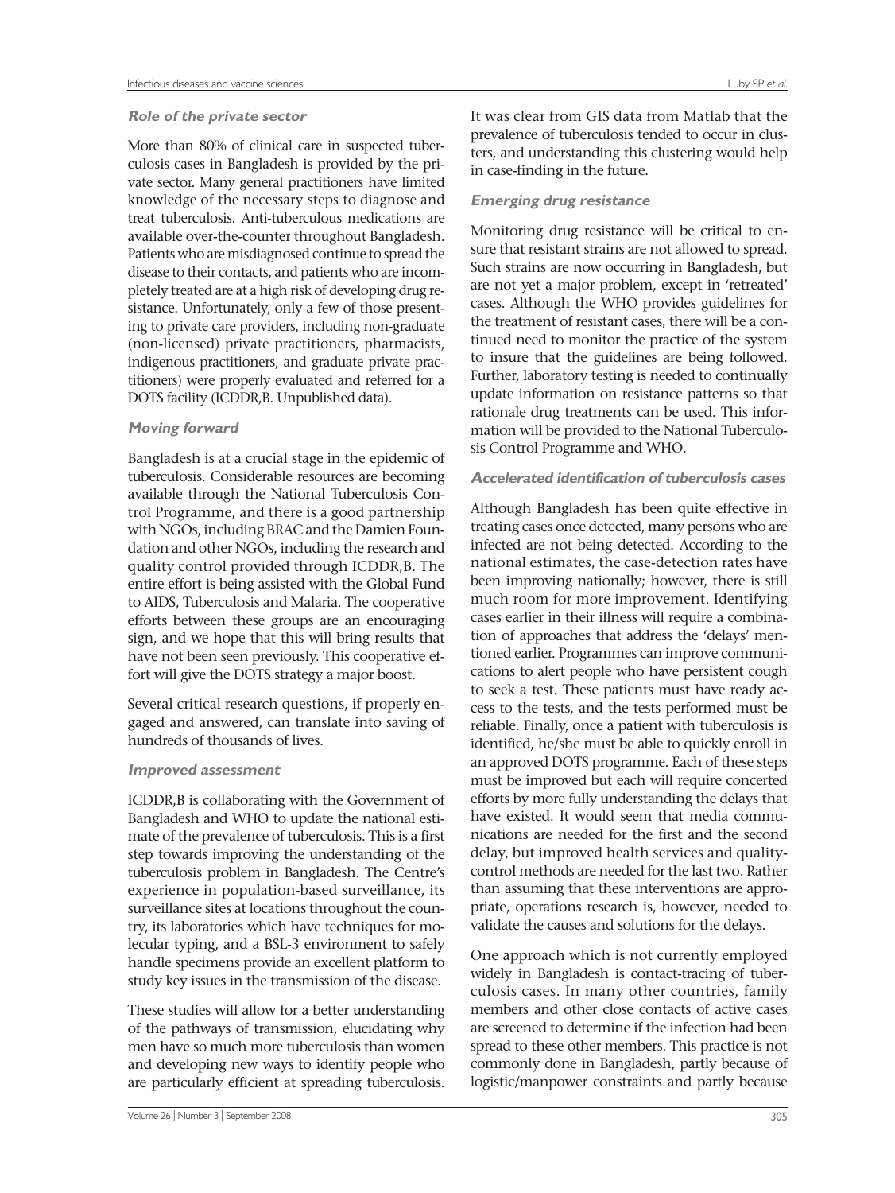### Role of the private sector

More than 80% of clinical care in suspected tuberculosis cases in Bangladesh is provided by the private sector. Many general practitioners have limited knowledge of the necessary steps to diagnose and treat tuberculosis. Anti-tuberculous medications are available over-the-counter throughout Bangladesh. Patients who are misdiagnosed continue to spread the disease to their contacts, and patients who are incompletely treated are at a high risk of developing drug resistance. Unfortunately, only a few of those presenting to private care providers, including non-graduate (non-licensed) private practitioners, pharmacists, indigenous practitioners, and graduate private practitioners) were properly evaluated and referred for a DOTS facility (ICDDR,B. Unpublished data).

### Moving forward

Bangladesh is at a crucial stage in the epidemic of tuberculosis. Considerable resources are becoming available through the National Tuberculosis Control Programme, and there is a good partnership with NGOs, including BRAC and the Damien Foundation and other NGOs, including the research and quality control provided through ICDDR,B. The entire effort is being assisted with the Global Fund to AIDS, Tuberculosis and Malaria. The cooperative efforts between these groups are an encouraging sign, and we hope that this will bring results that have not been seen previously. This cooperative effort will give the DOTS strategy a major boost.

Several critical research questions, if properly engaged and answered, can translate into saving of hundreds of thousands of lives.

### Improved assessment

ICDDR,B is collaborating with the Government of Bangladesh and WHO to update the national estimate of the prevalence of tuberculosis. This is a first step towards improving the understanding of the tuberculosis problem in Bangladesh. The Centre's experience in population-based surveillance, its surveillance sites at locations throughout the country, its laboratories which have techniques for molecular typing, and a BSL-3 environment to safely handle specimens provide an excellent platform to study key issues in the transmission of the disease.

These studies will allow for a better understanding of the pathways of transmission, elucidating why men have so much more tuberculosis than women and developing new ways to identify people who are particularly efficient at spreading tuberculosis. It was clear from GIS data from Matlab that the prevalence of tuberculosis tended to occur in clusters, and understanding this clustering would help in case-finding in the future.

### Emerging drug resistance

Monitoring drug resistance will be critical to ensure that resistant strains are not allowed to spread. Such strains are now occurring in Bangladesh, but are not yet a major problem, except in 'retreated' cases. Although the WHO provides guidelines for the treatment of resistant cases, there will be a continued need to monitor the practice of the system to insure that the guidelines are being followed. Further, laboratory testing is needed to continually update information on resistance patterns so that rationale drug treatments can be used. This information will be provided to the National Tuberculosis Control Programme and WHO.

### Accelerated identification of tuberculosis cases

Although Bangladesh has been quite effective in treating cases once detected, many persons who are infected are not being detected. According to the national estimates, the case-detection rates have been improving nationally; however, there is still much room for more improvement. Identifying cases earlier in their illness will require a combination of approaches that address the 'delays' mentioned earlier. Programmes can improve communications to alert people who have persistent cough to seek a test. These patients must have ready access to the tests, and the tests performed must be reliable. Finally, once a patient with tuberculosis is identified, he/she must be able to quickly enroll in an approved DOTS programme. Each of these steps must be improved but each will require concerted efforts by more fully understanding the delays that have existed. It would seem that media communications are needed for the first and the second delay, but improved health services and quality-control methods are needed for the last two. Rather than assuming that these interventions are appropriate, operations research is, however, needed to validate the causes and solutions for the delays.

One approach which is not currently employed widely in Bangladesh is contact-tracing of tuberculosis cases. In many other countries, family members and other close contacts of active cases are screened to determine if the infection had been spread to these other members. This practice is not commonly done in Bangladesh, partly because of logistic/manpower constraints and partly because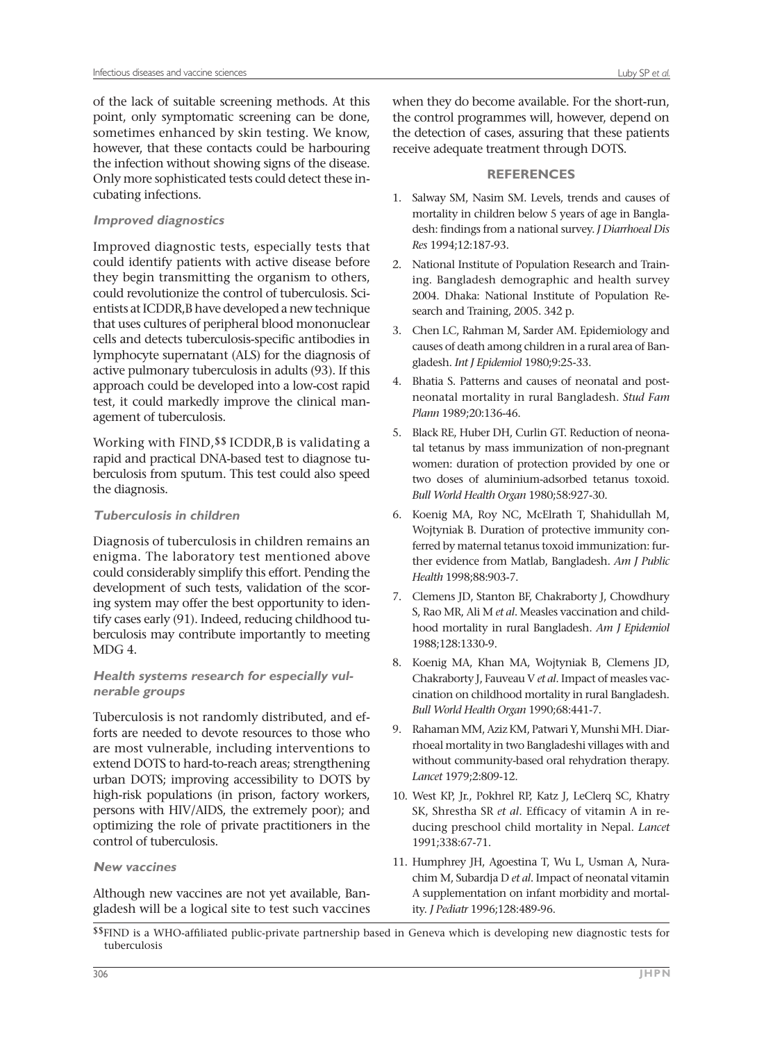of the lack of suitable screening methods. At this point, only symptomatic screening can be done, sometimes enhanced by skin testing. We know, however, that these contacts could be harbouring the infection without showing signs of the disease. Only more sophisticated tests could detect these incubating infections.

#### *Improved diagnostics*

Improved diagnostic tests, especially tests that could identify patients with active disease before they begin transmitting the organism to others, could revolutionize the control of tuberculosis. Scientists at ICDDR,B have developed a new technique that uses cultures of peripheral blood mononuclear cells and detects tuberculosis-specific antibodies in lymphocyte supernatant (ALS) for the diagnosis of active pulmonary tuberculosis in adults (93). If this approach could be developed into a low-cost rapid test, it could markedly improve the clinical management of tuberculosis.

Working with FIND,[$$] ICDDR,B is validating a rapid and practical DNA-based test to diagnose tuberculosis from sputum. This test could also speed the diagnosis.

#### *Tuberculosis in children*

Diagnosis of tuberculosis in children remains an enigma. The laboratory test mentioned above could considerably simplify this effort. Pending the development of such tests, validation of the scoring system may offer the best opportunity to identify cases early (91). Indeed, reducing childhood tuberculosis may contribute importantly to meeting MDG 4.

#### *Health systems research for especially vulnerable groups*

Tuberculosis is not randomly distributed, and efforts are needed to devote resources to those who are most vulnerable, including interventions to extend DOTS to hard-to-reach areas; strengthening urban DOTS; improving accessibility to DOTS by high-risk populations (in prison, factory workers, persons with HIV/AIDS, the extremely poor); and optimizing the role of private practitioners in the control of tuberculosis.

#### *New vaccines*

Although new vaccines are not yet available, Bangladesh will be a logical site to test such vaccines when they do become available. For the short-run, the control programmes will, however, depend on the detection of cases, assuring that these patients receive adequate treatment through DOTS.

## REFERENCES

1. Salway SM, Nasim SM. Levels, trends and causes of mortality in children below 5 years of age in Bangladesh: findings from a national survey. *J Diarrhoeal Dis Res* 1994;12:187-93.
2. National Institute of Population Research and Training. Bangladesh demographic and health survey 2004. Dhaka: National Institute of Population Research and Training, 2005. 342 p.
3. Chen LC, Rahman M, Sarder AM. Epidemiology and causes of death among children in a rural area of Bangladesh. *Int J Epidemiol* 1980;9:25-33.
4. Bhatia S. Patterns and causes of neonatal and postneonatal mortality in rural Bangladesh. *Stud Fam Plann* 1989;20:136-46.
5. Black RE, Huber DH, Curlin GT. Reduction of neonatal tetanus by mass immunization of non-pregnant women: duration of protection provided by one or two doses of aluminium-adsorbed tetanus toxoid. *Bull World Health Organ* 1980;58:927-30.
6. Koenig MA, Roy NC, McElrath T, Shahidullah M, Wojtyniak B. Duration of protective immunity conferred by maternal tetanus toxoid immunization: further evidence from Matlab, Bangladesh. *Am J Public Health* 1998;88:903-7.
7. Clemens JD, Stanton BF, Chakraborty J, Chowdhury S, Rao MR, Ali M *et al*. Measles vaccination and childhood mortality in rural Bangladesh. *Am J Epidemiol* 1988;128:1330-9.
8. Koenig MA, Khan MA, Wojtyniak B, Clemens JD, Chakraborty J, Fauveau V *et al*. Impact of measles vaccination on childhood mortality in rural Bangladesh. *Bull World Health Organ* 1990;68:441-7.
9. Rahaman MM, Aziz KM, Patwari Y, Munshi MH. Diarrhoeal mortality in two Bangladeshi villages with and without community-based oral rehydration therapy. *Lancet* 1979;2:809-12.
10. West KP, Jr., Pokhrel RP, Katz J, LeClerq SC, Khatry SK, Shrestha SR *et al*. Efficacy of vitamin A in reducing preschool child mortality in Nepal. *Lancet* 1991;338:67-71.
11. Humphrey JH, Agoestina T, Wu L, Usman A, Nurachim M, Subardja D *et al*. Impact of neonatal vitamin A supplementation on infant morbidity and mortality. *J Pediatr* 1996;128:489-96.

[$$]FIND is a WHO-affiliated public-private partnership based in Geneva which is developing new diagnostic tests for tuberculosis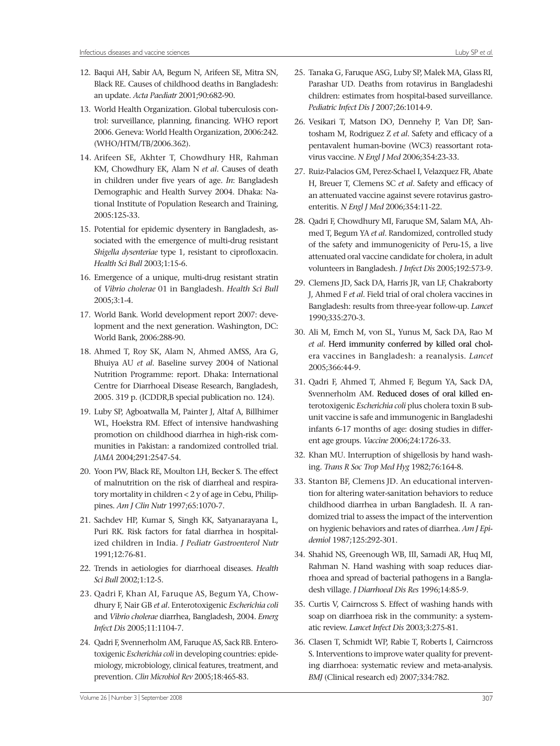12. Baqui AH, Sabir AA, Begum N, Arifeen SE, Mitra SN, Black RE. Causes of childhood deaths in Bangladesh: an update. *Acta Paediatr* 2001;90:682-90.
13. World Health Organization. Global tuberculosis control: surveillance, planning, financing. WHO report 2006. Geneva: World Health Organization, 2006:242. (WHO/HTM/TB/2006.362).
14. Arifeen SE, Akhter T, Chowdhury HR, Rahman KM, Chowdhury EK, Alam N *et al*. Causes of death in children under five years of age. *In*: Bangladesh Demographic and Health Survey 2004. Dhaka: National Institute of Population Research and Training, 2005:125-33.
15. Potential for epidemic dysentery in Bangladesh, associated with the emergence of multi-drug resistant *Shigella dysenteriae* type 1, resistant to ciprofloxacin. *Health Sci Bull* 2003;1:15-6.
16. Emergence of a unique, multi-drug resistant stratin of *Vibrio cholerae* 01 in Bangladesh. *Health Sci Bull* 2005;3:1-4.
17. World Bank. World development report 2007: development and the next generation. Washington, DC: World Bank, 2006:288-90.
18. Ahmed T, Roy SK, Alam N, Ahmed AMSS, Ara G, Bhuiya AU *et al*. Baseline survey 2004 of National Nutrition Programme: report. Dhaka: International Centre for Diarrhoeal Disease Research, Bangladesh, 2005. 319 p. (ICDDR,B special publication no. 124).
19. Luby SP, Agboatwalla M, Painter J, Altaf A, Billhimer WL, Hoekstra RM. Effect of intensive handwashing promotion on childhood diarrhea in high-risk communities in Pakistan: a randomized controlled trial. *JAMA* 2004;291:2547-54.
20. Yoon PW, Black RE, Moulton LH, Becker S. The effect of malnutrition on the risk of diarrheal and respiratory mortality in children < 2 y of age in Cebu, Philippines. *Am J Clin Nutr* 1997;65:1070-7.
21. Sachdev HP, Kumar S, Singh KK, Satyanarayana L, Puri RK. Risk factors for fatal diarrhea in hospitalized children in India. *J Pediatr Gastroenterol Nutr* 1991;12:76-81.
22. Trends in aetiologies for diarrhoeal diseases. *Health Sci Bull* 2002;1:12-5.
23. Qadri F, Khan AI, Faruque AS, Begum YA, Chowdhury F, Nair GB *et al*. Enterotoxigenic *Escherichia coli* and *Vibrio cholerae* diarrhea, Bangladesh, 2004. *Emerg Infect Dis* 2005;11:1104-7.
24. Qadri F, Svennerholm AM, Faruque AS, Sack RB. Enterotoxigenic *Escherichia coli* in developing countries: epidemiology, microbiology, clinical features, treatment, and prevention. *Clin Microbiol Rev* 2005;18:465-83.
25. Tanaka G, Faruque ASG, Luby SP, Malek MA, Glass RI, Parashar UD. Deaths from rotavirus in Bangladeshi children: estimates from hospital-based surveillance. *Pediatric Infect Dis J* 2007;26:1014-9.
26. Vesikari T, Matson DO, Dennehy P, Van DP, Santosham M, Rodriguez Z *et al*. Safety and efficacy of a pentavalent human-bovine (WC3) reassortant rotavirus vaccine. *N Engl J Med* 2006;354:23-33.
27. Ruiz-Palacios GM, Perez-Schael I, Velazquez FR, Abate H, Breuer T, Clemens SC *et al*. Safety and efficacy of an attenuated vaccine against severe rotavirus gastroenteritis. *N Engl J Med* 2006;354:11-22.
28. Qadri F, Chowdhury MI, Faruque SM, Salam MA, Ahmed T, Begum YA *et al*. Randomized, controlled study of the safety and immunogenicity of Peru-15, a live attenuated oral vaccine candidate for cholera, in adult volunteers in Bangladesh. *J Infect Dis* 2005;192:573-9.
29. Clemens JD, Sack DA, Harris JR, van LF, Chakraborty J, Ahmed F *et al*. Field trial of oral cholera vaccines in Bangladesh: results from three-year follow-up. *Lancet* 1990;335:270-3.
30. Ali M, Emch M, von SL, Yunus M, Sack DA, Rao M *et al*. Herd immunity conferred by killed oral cholera vaccines in Bangladesh: a reanalysis. *Lancet* 2005;366:44-9.
31. Qadri F, Ahmed T, Ahmed F, Begum YA, Sack DA, Svennerholm AM. Reduced doses of oral killed enterotoxigenic *Escherichia coli* plus cholera toxin B subunit vaccine is safe and immunogenic in Bangladeshi infants 6-17 months of age: dosing studies in different age groups. *Vaccine* 2006;24:1726-33.
32. Khan MU. Interruption of shigellosis by hand washing. *Trans R Soc Trop Med Hyg* 1982;76:164-8.
33. Stanton BF, Clemens JD. An educational intervention for altering water-sanitation behaviors to reduce childhood diarrhea in urban Bangladesh. II. A randomized trial to assess the impact of the intervention on hygienic behaviors and rates of diarrhea. *Am J Epidemiol* 1987;125:292-301.
34. Shahid NS, Greenough WB, III, Samadi AR, Huq MI, Rahman N. Hand washing with soap reduces diarrhoea and spread of bacterial pathogens in a Bangladesh village. *J Diarrhoeal Dis Res* 1996;14:85-9.
35. Curtis V, Cairncross S. Effect of washing hands with soap on diarrhoea risk in the community: a systematic review. *Lancet Infect Dis* 2003;3:275-81.
36. Clasen T, Schmidt WP, Rabie T, Roberts I, Cairncross S. Interventions to improve water quality for preventing diarrhoea: systematic review and meta-analysis. *BMJ* (Clinical research ed) 2007;334:782.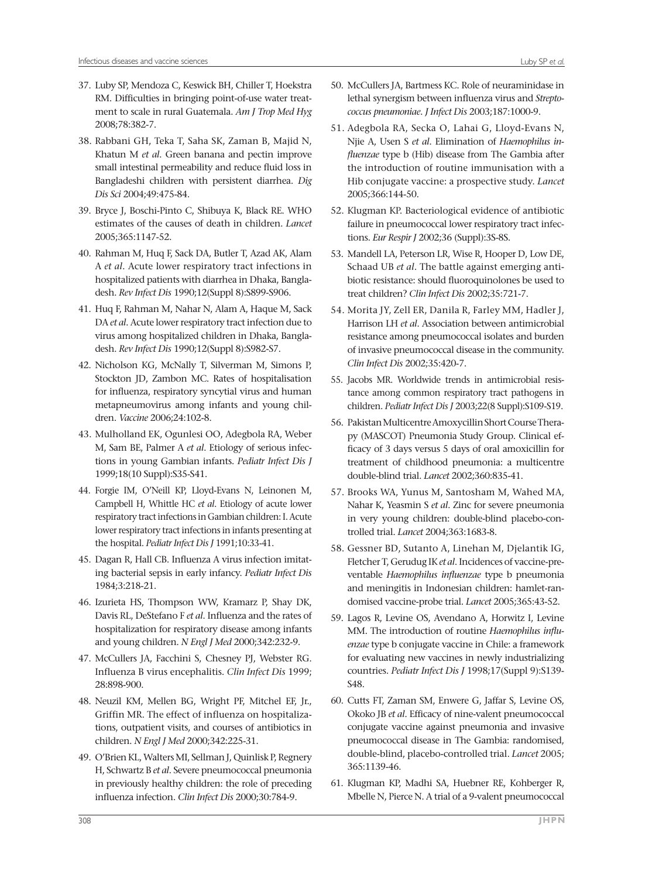37. Luby SP, Mendoza C, Keswick BH, Chiller T, Hoekstra RM. Difficulties in bringing point-of-use water treatment to scale in rural Guatemala. *Am J Trop Med Hyg* 2008;78:382-7.
38. Rabbani GH, Teka T, Saha SK, Zaman B, Majid N, Khatun M *et al*. Green banana and pectin improve small intestinal permeability and reduce fluid loss in Bangladeshi children with persistent diarrhea. *Dig Dis Sci* 2004;49:475-84.
39. Bryce J, Boschi-Pinto C, Shibuya K, Black RE. WHO estimates of the causes of death in children. *Lancet* 2005;365:1147-52.
40. Rahman M, Huq F, Sack DA, Butler T, Azad AK, Alam A *et al*. Acute lower respiratory tract infections in hospitalized patients with diarrhea in Dhaka, Bangladesh. *Rev Infect Dis* 1990;12(Suppl 8):S899-S906.
41. Huq F, Rahman M, Nahar N, Alam A, Haque M, Sack DA *et al*. Acute lower respiratory tract infection due to virus among hospitalized children in Dhaka, Bangladesh. *Rev Infect Dis* 1990;12(Suppl 8):S982-S7.
42. Nicholson KG, McNally T, Silverman M, Simons P, Stockton JD, Zambon MC. Rates of hospitalisation for influenza, respiratory syncytial virus and human metapneumovirus among infants and young children. *Vaccine* 2006;24:102-8.
43. Mulholland EK, Ogunlesi OO, Adegbola RA, Weber M, Sam BE, Palmer A *et al*. Etiology of serious infections in young Gambian infants. *Pediatr Infect Dis J* 1999;18(10 Suppl):S35-S41.
44. Forgie IM, O'Neill KP, Lloyd-Evans N, Leinonen M, Campbell H, Whittle HC *et al*. Etiology of acute lower respiratory tract infections in Gambian children: I. Acute lower respiratory tract infections in infants presenting at the hospital. *Pediatr Infect Dis J* 1991;10:33-41.
45. Dagan R, Hall CB. Influenza A virus infection imitating bacterial sepsis in early infancy. *Pediatr Infect Dis* 1984;3:218-21.
46. Izurieta HS, Thompson WW, Kramarz P, Shay DK, Davis RL, DeStefano F *et al*. Influenza and the rates of hospitalization for respiratory disease among infants and young children. *N Engl J Med* 2000;342:232-9.
47. McCullers JA, Facchini S, Chesney PJ, Webster RG. Influenza B virus encephalitis. *Clin Infect Dis* 1999; 28:898-900.
48. Neuzil KM, Mellen BG, Wright PF, Mitchel EF, Jr., Griffin MR. The effect of influenza on hospitalizations, outpatient visits, and courses of antibiotics in children. *N Engl J Med* 2000;342:225-31.
49. O'Brien KL, Walters MI, Sellman J, Quinlisk P, Regnery H, Schwartz B *et al*. Severe pneumococcal pneumonia in previously healthy children: the role of preceding influenza infection. *Clin Infect Dis* 2000;30:784-9.
50. McCullers JA, Bartmess KC. Role of neuraminidase in lethal synergism between influenza virus and *Streptococcus pneumoniae*. *J Infect Dis* 2003;187:1000-9.
51. Adegbola RA, Secka O, Lahai G, Lloyd-Evans N, Njie A, Usen S *et al*. Elimination of *Haemophilus influenzae* type b (Hib) disease from The Gambia after the introduction of routine immunisation with a Hib conjugate vaccine: a prospective study. *Lancet* 2005;366:144-50.
52. Klugman KP. Bacteriological evidence of antibiotic failure in pneumococcal lower respiratory tract infections. *Eur Respir J* 2002;36 (Suppl):3S-8S.
53. Mandell LA, Peterson LR, Wise R, Hooper D, Low DE, Schaad UB *et al*. The battle against emerging antibiotic resistance: should fluoroquinolones be used to treat children? *Clin Infect Dis* 2002;35:721-7.
54. Morita JY, Zell ER, Danila R, Farley MM, Hadler J, Harrison LH *et al*. Association between antimicrobial resistance among pneumococcal isolates and burden of invasive pneumococcal disease in the community. *Clin Infect Dis* 2002;35:420-7.
55. Jacobs MR. Worldwide trends in antimicrobial resistance among common respiratory tract pathogens in children. *Pediatr Infect Dis J* 2003;22(8 Suppl):S109-S19.
56. Pakistan Multicentre Amoxycillin Short Course Therapy (MASCOT) Pneumonia Study Group. Clinical efficacy of 3 days versus 5 days of oral amoxicillin for treatment of childhood pneumonia: a multicentre double-blind trial. *Lancet* 2002;360:835-41.
57. Brooks WA, Yunus M, Santosham M, Wahed MA, Nahar K, Yeasmin S *et al*. Zinc for severe pneumonia in very young children: double-blind placebo-controlled trial. *Lancet* 2004;363:1683-8.
58. Gessner BD, Sutanto A, Linehan M, Djelantik IG, Fletcher T, Gerudug IK *et al*. Incidences of vaccine-preventable *Haemophilus influenzae* type b pneumonia and meningitis in Indonesian children: hamlet-randomised vaccine-probe trial. *Lancet* 2005;365:43-52.
59. Lagos R, Levine OS, Avendano A, Horwitz I, Levine MM. The introduction of routine *Haemophilus influenzae* type b conjugate vaccine in Chile: a framework for evaluating new vaccines in newly industrializing countries. *Pediatr Infect Dis J* 1998;17(Suppl 9):S139-S48.
60. Cutts FT, Zaman SM, Enwere G, Jaffar S, Levine OS, Okoko JB *et al*. Efficacy of nine-valent pneumococcal conjugate vaccine against pneumonia and invasive pneumococcal disease in The Gambia: randomised, double-blind, placebo-controlled trial. *Lancet* 2005; 365:1139-46.
61. Klugman KP, Madhi SA, Huebner RE, Kohberger R, Mbelle N, Pierce N. A trial of a 9-valent pneumococcal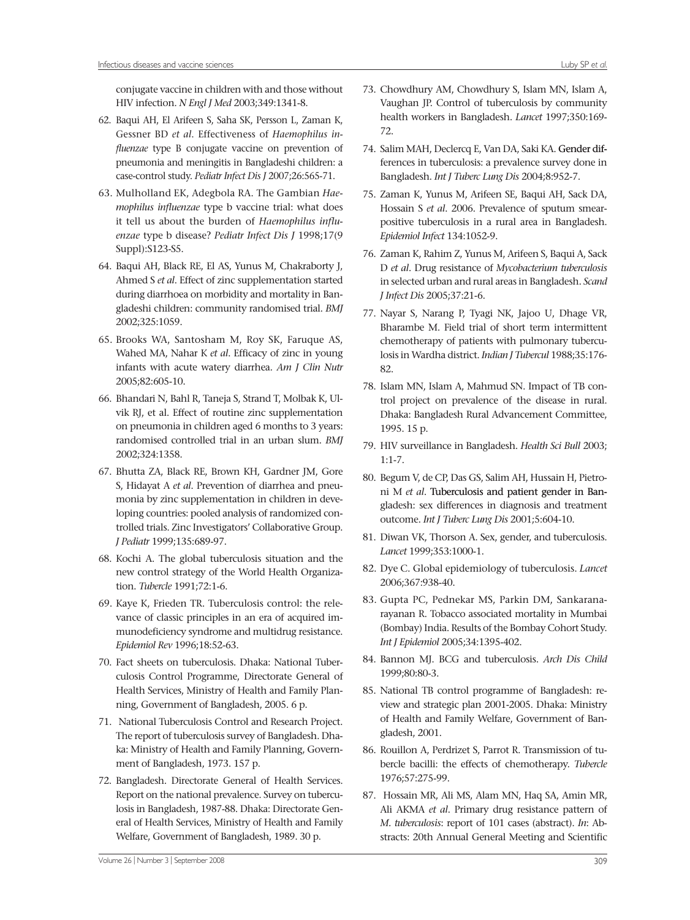conjugate vaccine in children with and those without HIV infection. *N Engl J Med* 2003;349:1341-8.

62. Baqui AH, El Arifeen S, Saha SK, Persson L, Zaman K, Gessner BD *et al*. Effectiveness of *Haemophilus influenzae* type B conjugate vaccine on prevention of pneumonia and meningitis in Bangladeshi children: a case-control study. *Pediatr Infect Dis J* 2007;26:565-71.
63. Mulholland EK, Adegbola RA. The Gambian *Haemophilus influenzae* type b vaccine trial: what does it tell us about the burden of *Haemophilus influenzae* type b disease? *Pediatr Infect Dis J* 1998;17(9 Suppl):S123-S5.
64. Baqui AH, Black RE, El AS, Yunus M, Chakraborty J, Ahmed S *et al*. Effect of zinc supplementation started during diarrhoea on morbidity and mortality in Bangladeshi children: community randomised trial. *BMJ* 2002;325:1059.
65. Brooks WA, Santosham M, Roy SK, Faruque AS, Wahed MA, Nahar K *et al*. Efficacy of zinc in young infants with acute watery diarrhea. *Am J Clin Nutr* 2005;82:605-10.
66. Bhandari N, Bahl R, Taneja S, Strand T, Molbak K, Ulvik RJ, et al. Effect of routine zinc supplementation on pneumonia in children aged 6 months to 3 years: randomised controlled trial in an urban slum. *BMJ* 2002;324:1358.
67. Bhutta ZA, Black RE, Brown KH, Gardner JM, Gore S, Hidayat A *et al*. Prevention of diarrhea and pneumonia by zinc supplementation in children in developing countries: pooled analysis of randomized controlled trials. Zinc Investigators' Collaborative Group. *J Pediatr* 1999;135:689-97.
68. Kochi A. The global tuberculosis situation and the new control strategy of the World Health Organization. *Tubercle* 1991;72:1-6.
69. Kaye K, Frieden TR. Tuberculosis control: the relevance of classic principles in an era of acquired immunodeficiency syndrome and multidrug resistance. *Epidemiol Rev* 1996;18:52-63.
70. Fact sheets on tuberculosis. Dhaka: National Tuberculosis Control Programme, Directorate General of Health Services, Ministry of Health and Family Planning, Government of Bangladesh, 2005. 6 p.
71. National Tuberculosis Control and Research Project. The report of tuberculosis survey of Bangladesh. Dhaka: Ministry of Health and Family Planning, Government of Bangladesh, 1973. 157 p.
72. Bangladesh. Directorate General of Health Services. Report on the national prevalence. Survey on tuberculosis in Bangladesh, 1987-88. Dhaka: Directorate General of Health Services, Ministry of Health and Family Welfare, Government of Bangladesh, 1989. 30 p.
73. Chowdhury AM, Chowdhury S, Islam MN, Islam A, Vaughan JP. Control of tuberculosis by community health workers in Bangladesh. *Lancet* 1997;350:169-72.
74. Salim MAH, Declercq E, Van DA, Saki KA. Gender differences in tuberculosis: a prevalence survey done in Bangladesh. *Int J Tuberc Lung Dis* 2004;8:952-7.
75. Zaman K, Yunus M, Arifeen SE, Baqui AH, Sack DA, Hossain S *et al*. 2006. Prevalence of sputum smear-positive tuberculosis in a rural area in Bangladesh. *Epidemiol Infect* 134:1052-9.
76. Zaman K, Rahim Z, Yunus M, Arifeen S, Baqui A, Sack D *et al*. Drug resistance of *Mycobacterium tuberculosis* in selected urban and rural areas in Bangladesh. *Scand J Infect Dis* 2005;37:21-6.
77. Nayar S, Narang P, Tyagi NK, Jajoo U, Dhage VR, Bharambe M. Field trial of short term intermittent chemotherapy of patients with pulmonary tuberculosis in Wardha district. *Indian J Tubercul* 1988;35:176-82.
78. Islam MN, Islam A, Mahmud SN. Impact of TB control project on prevalence of the disease in rural. Dhaka: Bangladesh Rural Advancement Committee, 1995. 15 p.
79. HIV surveillance in Bangladesh. *Health Sci Bull* 2003; 1:1-7.
80. Begum V, de CP, Das GS, Salim AH, Hussain H, Pietroni M *et al*. Tuberculosis and patient gender in Bangladesh: sex differences in diagnosis and treatment outcome. *Int J Tuberc Lung Dis* 2001;5:604-10.
81. Diwan VK, Thorson A. Sex, gender, and tuberculosis. *Lancet* 1999;353:1000-1.
82. Dye C. Global epidemiology of tuberculosis. *Lancet* 2006;367:938-40.
83. Gupta PC, Pednekar MS, Parkin DM, Sankaranarayanan R. Tobacco associated mortality in Mumbai (Bombay) India. Results of the Bombay Cohort Study. *Int J Epidemiol* 2005;34:1395-402.
84. Bannon MJ. BCG and tuberculosis. *Arch Dis Child* 1999;80:80-3.
85. National TB control programme of Bangladesh: review and strategic plan 2001-2005. Dhaka: Ministry of Health and Family Welfare, Government of Bangladesh, 2001.
86. Rouillon A, Perdrizet S, Parrot R. Transmission of tubercle bacilli: the effects of chemotherapy. *Tubercle* 1976;57:275-99.
87. Hossain MR, Ali MS, Alam MN, Haq SA, Amin MR, Ali AKMA *et al*. Primary drug resistance pattern of *M. tuberculosis*: report of 101 cases (abstract). *In*: Abstracts: 20th Annual General Meeting and Scientific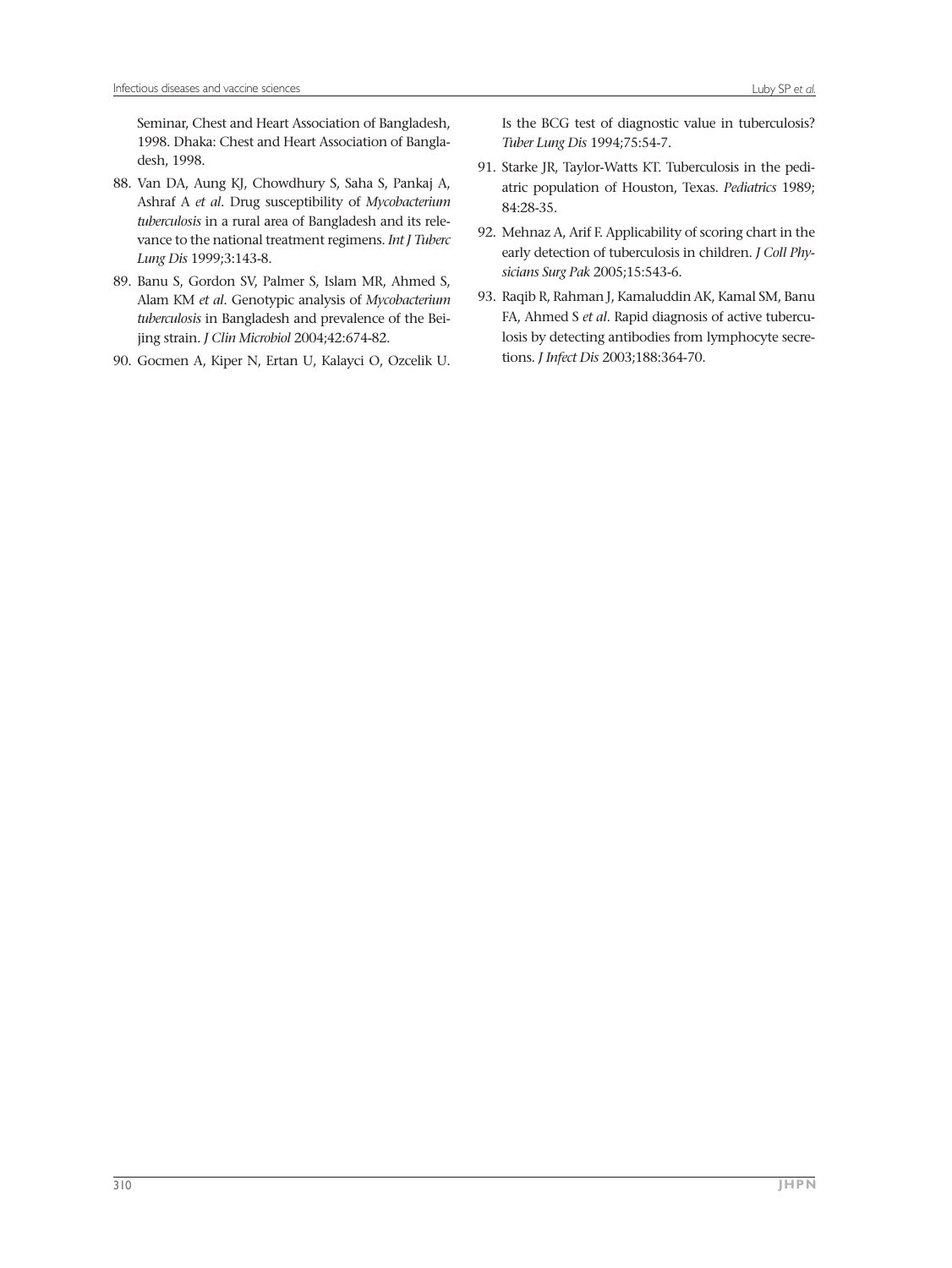Seminar, Chest and Heart Association of Bangladesh, 1998. Dhaka: Chest and Heart Association of Bangladesh, 1998.

88. Van DA, Aung KJ, Chowdhury S, Saha S, Pankaj A, Ashraf A *et al*. Drug susceptibility of *Mycobacterium tuberculosis* in a rural area of Bangladesh and its relevance to the national treatment regimens. *Int J Tuberc Lung Dis* 1999;3:143-8.
89. Banu S, Gordon SV, Palmer S, Islam MR, Ahmed S, Alam KM *et al*. Genotypic analysis of *Mycobacterium tuberculosis* in Bangladesh and prevalence of the Beijing strain. *J Clin Microbiol* 2004;42:674-82.
90. Gocmen A, Kiper N, Ertan U, Kalayci O, Ozcelik U. Is the BCG test of diagnostic value in tuberculosis? *Tuber Lung Dis* 1994;75:54-7.
91. Starke JR, Taylor-Watts KT. Tuberculosis in the pediatric population of Houston, Texas. *Pediatrics* 1989; 84:28-35.
92. Mehnaz A, Arif F. Applicability of scoring chart in the early detection of tuberculosis in children. *J Coll Physicians Surg Pak* 2005;15:543-6.
93. Raqib R, Rahman J, Kamaluddin AK, Kamal SM, Banu FA, Ahmed S *et al*. Rapid diagnosis of active tuberculosis by detecting antibodies from lymphocyte secretions. *J Infect Dis* 2003;188:364-70.